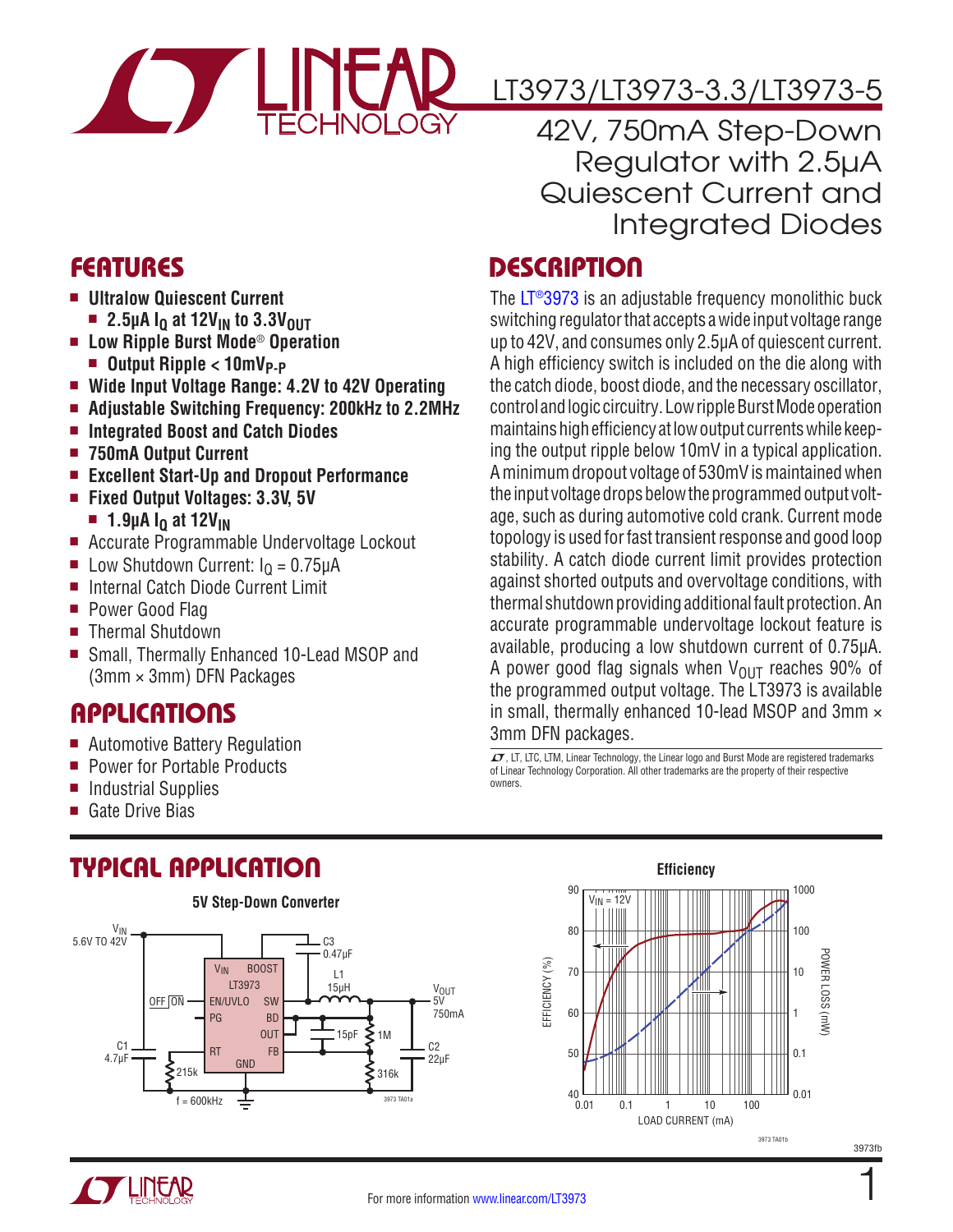# LT3973/LT3973-3.3/LT3973-5

## 42V, 750mA Step-Down Regulator with 2.5µA Quiescent Current and Integrated Diodes

## FEATURES

- **Ultralow Quiescent Current**
  - **2.5µA $I_Q$ at $12V_{IN}$ to $3.3V_{OUT}$**
- **Low Ripple Burst Mode® Operation**
  - **Output Ripple < $10mV_{P-P}$**
- **Wide Input Voltage Range: 4.2V to 42V Operating**
- **Adjustable Switching Frequency: 200kHz to 2.2MHz**
- **Integrated Boost and Catch Diodes**
- **750mA Output Current**
- **Excellent Start-Up and Dropout Performance**
- **Fixed Output Voltages: 3.3V, 5V**
  - **1.9µA $I_Q$ at $12V_{IN}$**
- Accurate Programmable Undervoltage Lockout
- Low Shutdown Current: $I_Q$ = 0.75µA
- Internal Catch Diode Current Limit
- Power Good Flag
- Thermal Shutdown
- Small, Thermally Enhanced 10-Lead MSOP and (3mm × 3mm) DFN Packages

## APPLICATIONS

- Automotive Battery Regulation
- Power for Portable Products
- Industrial Supplies
- Gate Drive Bias

## DESCRIPTION

The LT®3973 is an adjustable frequency monolithic buck switching regulator that accepts a wide input voltage range up to 42V, and consumes only 2.5µA of quiescent current. A high efficiency switch is included on the die along with the catch diode, boost diode, and the necessary oscillator, control and logic circuitry. Low ripple Burst Mode operation maintains high efficiency at low output currents while keeping the output ripple below 10mV in a typical application. A minimum dropout voltage of 530mV is maintained when the input voltage drops below the programmed output voltage, such as during automotive cold crank. Current mode topology is used for fast transient response and good loop stability. A catch diode current limit provides protection against shorted outputs and overvoltage conditions, with thermal shutdown providing additional fault protection. An accurate programmable undervoltage lockout feature is available, producing a low shutdown current of 0.75µA. A power good flag signals when $V_{OUT}$ reaches 90% of the programmed output voltage. The LT3973 is available in small, thermally enhanced 10-lead MSOP and 3mm × 3mm DFN packages.

LT, LTC, LTM, Linear Technology, the Linear logo and Burst Mode are registered trademarks of Linear Technology Corporation. All other trademarks are the property of their respective owners.

## TYPICAL APPLICATION

**5V Step-Down Converter**

$V_{IN}$ 5.6V TO 42V; C1 4.7µF; OFF/ON → EN/UVLO; RT 215k; f = 600kHz; C3 0.47µF (BOOST–SW); L1 15µH; 15pF; 1M; 316k; C2 22µF; $V_{OUT}$ 5V 750mA. Pins: $V_{IN}$, BOOST, EN/UVLO, SW, PG, BD, OUT, RT, FB, GND (LT3973).

**Efficiency**

($V_{IN}$ = 12V; EFFICIENCY (%) and POWER LOSS (mW) vs LOAD CURRENT (mA))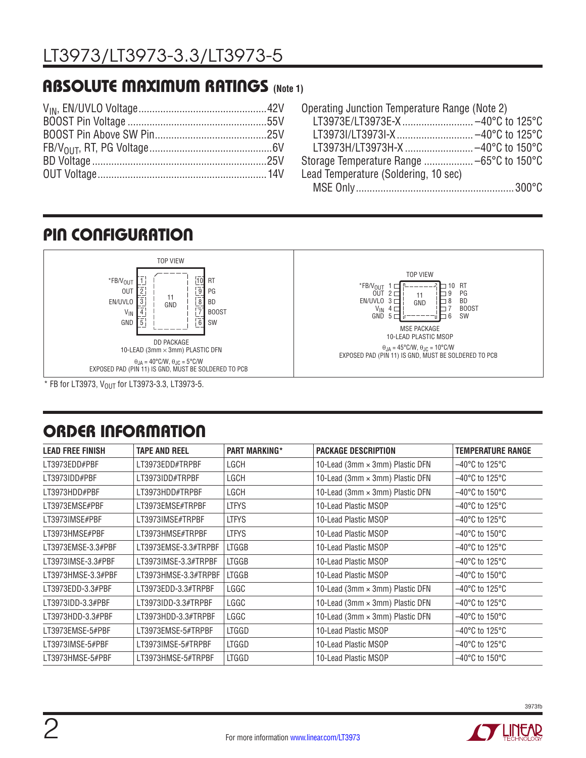## ABSOLUTE MAXIMUM RATINGS (Note 1)

$V_{IN}$, EN/UVLO Voltage ............................................. 42V
BOOST Pin Voltage ................................................. 55V
BOOST Pin Above SW Pin ......................................... 25V
FB/$V_{OUT}$, RT, PG Voltage ........................................... 6V
BD Voltage ............................................................ 25V
OUT Voltage ............................................................ 14V

Operating Junction Temperature Range (Note 2)
 LT3973E/LT3973E-X ......................... –40°C to 125°C
 LT3973I/LT3973I-X ........................... –40°C to 125°C
 LT3973H/LT3973H-X ......................... –40°C to 150°C
Storage Temperature Range .................. –65°C to 150°C
Lead Temperature (Soldering, 10 sec)
 MSE Only .......................................................... 300°C

## PIN CONFIGURATION

DD PACKAGE (TOP VIEW) — 10-LEAD (3mm × 3mm) PLASTIC DFN

| Pin | Name | Pin | Name |
|---|---|---|---|
| 1 | *FB/$V_{OUT}$ | 10 | RT |
| 2 | OUT | 9 | PG |
| 3 | EN/UVLO | 8 | BD |
| 4 | $V_{IN}$ | 7 | BOOST |
| 5 | GND | 6 | SW |
| 11 | GND (exposed pad) | | |

$\theta_{JA}$ = 40°C/W, $\theta_{JC}$ = 5°C/W
EXPOSED PAD (PIN 11) IS GND, MUST BE SOLDERED TO PCB

MSE PACKAGE (TOP VIEW) — 10-LEAD PLASTIC MSOP

| Pin | Name | Pin | Name |
|---|---|---|---|
| 1 | *FB/$V_{OUT}$ | 10 | RT |
| 2 | OUT | 9 | PG |
| 3 | EN/UVLO | 8 | BD |
| 4 | $V_{IN}$ | 7 | BOOST |
| 5 | GND | 6 | SW |
| 11 | GND (exposed pad) | | |

$\theta_{JA}$ = 45°C/W, $\theta_{JC}$ = 10°C/W
EXPOSED PAD (PIN 11) IS GND, MUST BE SOLDERED TO PCB

\* FB for LT3973, $V_{OUT}$ for LT3973-3.3, LT3973-5.

## ORDER INFORMATION

| LEAD FREE FINISH | TAPE AND REEL | PART MARKING* | PACKAGE DESCRIPTION | TEMPERATURE RANGE |
|---|---|---|---|---|
| LT3973EDD#PBF | LT3973EDD#TRPBF | LGCH | 10-Lead (3mm × 3mm) Plastic DFN | –40°C to 125°C |
| LT3973IDD#PBF | LT3973IDD#TRPBF | LGCH | 10-Lead (3mm × 3mm) Plastic DFN | –40°C to 125°C |
| LT3973HDD#PBF | LT3973HDD#TRPBF | LGCH | 10-Lead (3mm × 3mm) Plastic DFN | –40°C to 150°C |
| LT3973EMSE#PBF | LT3973EMSE#TRPBF | LTFYS | 10-Lead Plastic MSOP | –40°C to 125°C |
| LT3973IMSE#PBF | LT3973IMSE#TRPBF | LTFYS | 10-Lead Plastic MSOP | –40°C to 125°C |
| LT3973HMSE#PBF | LT3973HMSE#TRPBF | LTFYS | 10-Lead Plastic MSOP | –40°C to 150°C |
| LT3973EMSE-3.3#PBF | LT3973EMSE-3.3#TRPBF | LTGGB | 10-Lead Plastic MSOP | –40°C to 125°C |
| LT3973IMSE-3.3#PBF | LT3973IMSE-3.3#TRPBF | LTGGB | 10-Lead Plastic MSOP | –40°C to 125°C |
| LT3973HMSE-3.3#PBF | LT3973HMSE-3.3#TRPBF | LTGGB | 10-Lead Plastic MSOP | –40°C to 150°C |
| LT3973EDD-3.3#PBF | LT3973EDD-3.3#TRPBF | LGGC | 10-Lead (3mm × 3mm) Plastic DFN | –40°C to 125°C |
| LT3973IDD-3.3#PBF | LT3973IDD-3.3#TRPBF | LGGC | 10-Lead (3mm × 3mm) Plastic DFN | –40°C to 125°C |
| LT3973HDD-3.3#PBF | LT3973HDD-3.3#TRPBF | LGGC | 10-Lead (3mm × 3mm) Plastic DFN | –40°C to 150°C |
| LT3973EMSE-5#PBF | LT3973EMSE-5#TRPBF | LTGGD | 10-Lead Plastic MSOP | –40°C to 125°C |
| LT3973IMSE-5#PBF | LT3973IMSE-5#TRPBF | LTGGD | 10-Lead Plastic MSOP | –40°C to 125°C |
| LT3973HMSE-5#PBF | LT3973HMSE-5#TRPBF | LTGGD | 10-Lead Plastic MSOP | –40°C to 150°C |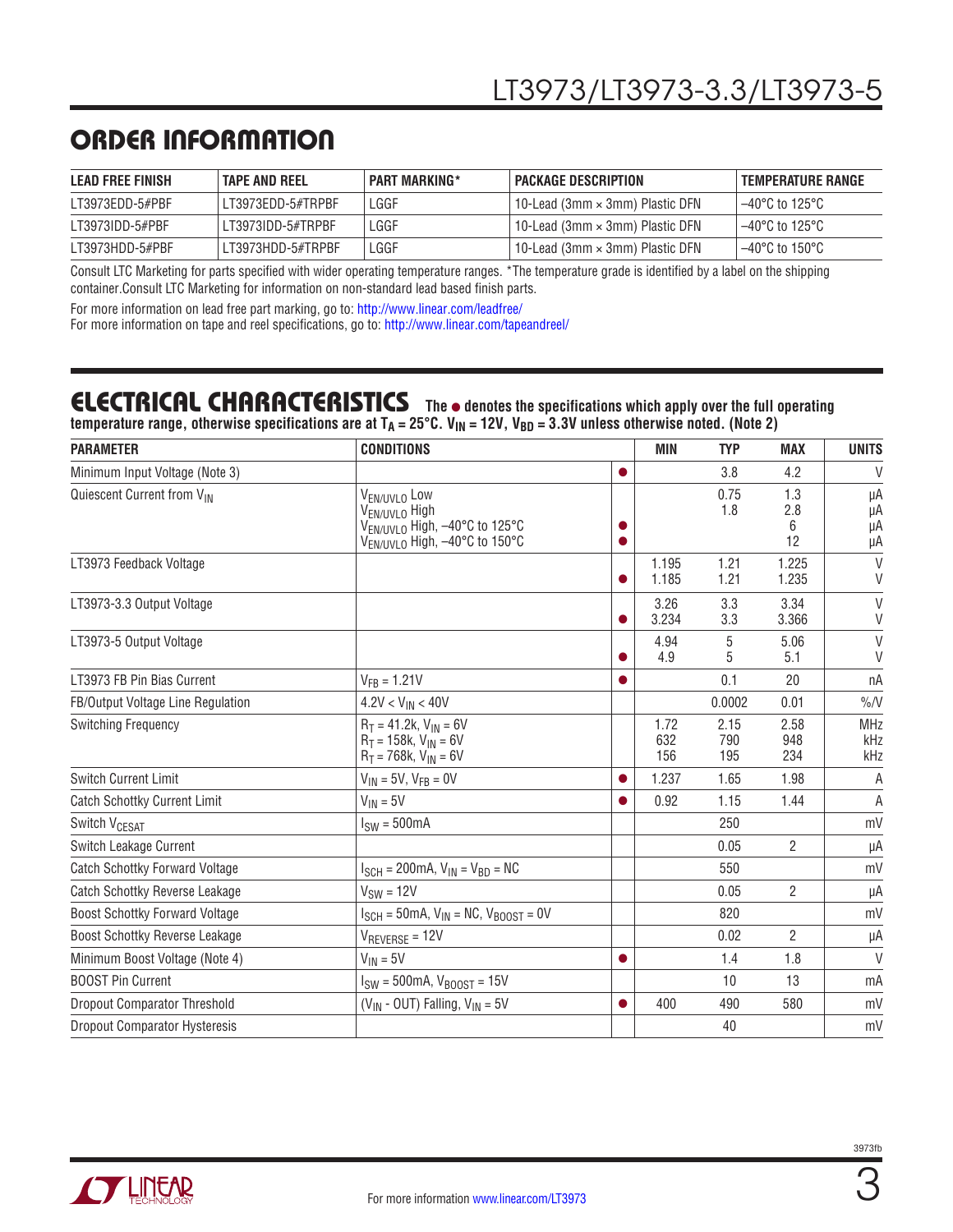## ORDER INFORMATION

| LEAD FREE FINISH | TAPE AND REEL | PART MARKING* | PACKAGE DESCRIPTION | TEMPERATURE RANGE |
|---|---|---|---|---|
| LT3973EDD-5#PBF | LT3973EDD-5#TRPBF | LGGF | 10-Lead (3mm × 3mm) Plastic DFN | –40°C to 125°C |
| LT3973IDD-5#PBF | LT3973IDD-5#TRPBF | LGGF | 10-Lead (3mm × 3mm) Plastic DFN | –40°C to 125°C |
| LT3973HDD-5#PBF | LT3973HDD-5#TRPBF | LGGF | 10-Lead (3mm × 3mm) Plastic DFN | –40°C to 150°C |

Consult LTC Marketing for parts specified with wider operating temperature ranges. *The temperature grade is identified by a label on the shipping container.Consult LTC Marketing for information on non-standard lead based finish parts.

For more information on lead free part marking, go to: http://www.linear.com/leadfree/
For more information on tape and reel specifications, go to: http://www.linear.com/tapeandreel/

## ELECTRICAL CHARACTERISTICS

**The ● denotes the specifications which apply over the full operating temperature range, otherwise specifications are at $T_A$ = 25°C. $V_{IN}$ = 12V, $V_{BD}$ = 3.3V unless otherwise noted. (Note 2)**

| PARAMETER | CONDITIONS | | MIN | TYP | MAX | UNITS |
|---|---|---|---|---|---|---|
| Minimum Input Voltage (Note 3) | | ● | | 3.8 | 4.2 | V |
| Quiescent Current from $V_{IN}$ | $V_{EN/UVLO}$ Low<br>$V_{EN/UVLO}$ High<br>$V_{EN/UVLO}$ High, –40°C to 125°C<br>$V_{EN/UVLO}$ High, –40°C to 150°C | <br><br>●<br>● | | 0.75<br>1.8 | 1.3<br>2.8<br>6<br>12 | µA<br>µA<br>µA<br>µA |
| LT3973 Feedback Voltage | | <br>● | 1.195<br>1.185 | 1.21<br>1.21 | 1.225<br>1.235 | V<br>V |
| LT3973-3.3 Output Voltage | | <br>● | 3.26<br>3.234 | 3.3<br>3.3 | 3.34<br>3.366 | V<br>V |
| LT3973-5 Output Voltage | | <br>● | 4.94<br>4.9 | 5<br>5 | 5.06<br>5.1 | V<br>V |
| LT3973 FB Pin Bias Current | $V_{FB}$ = 1.21V | ● | | 0.1 | 20 | nA |
| FB/Output Voltage Line Regulation | 4.2V < $V_{IN}$ < 40V | | | 0.0002 | 0.01 | %/V |
| Switching Frequency | $R_T$ = 41.2k, $V_{IN}$ = 6V<br>$R_T$ = 158k, $V_{IN}$ = 6V<br>$R_T$ = 768k, $V_{IN}$ = 6V | | 1.72<br>632<br>156 | 2.15<br>790<br>195 | 2.58<br>948<br>234 | MHz<br>kHz<br>kHz |
| Switch Current Limit | $V_{IN}$ = 5V, $V_{FB}$ = 0V | ● | 1.237 | 1.65 | 1.98 | A |
| Catch Schottky Current Limit | $V_{IN}$ = 5V | ● | 0.92 | 1.15 | 1.44 | A |
| Switch $V_{CESAT}$ | $I_{SW}$ = 500mA | | | 250 | | mV |
| Switch Leakage Current | | | | 0.05 | 2 | µA |
| Catch Schottky Forward Voltage | $I_{SCH}$ = 200mA, $V_{IN}$ = $V_{BD}$ = NC | | | 550 | | mV |
| Catch Schottky Reverse Leakage | $V_{SW}$ = 12V | | | 0.05 | 2 | µA |
| Boost Schottky Forward Voltage | $I_{SCH}$ = 50mA, $V_{IN}$ = NC, $V_{BOOST}$ = 0V | | | 820 | | mV |
| Boost Schottky Reverse Leakage | $V_{REVERSE}$ = 12V | | | 0.02 | 2 | µA |
| Minimum Boost Voltage (Note 4) | $V_{IN}$ = 5V | ● | | 1.4 | 1.8 | V |
| BOOST Pin Current | $I_{SW}$ = 500mA, $V_{BOOST}$ = 15V | | | 10 | 13 | mA |
| Dropout Comparator Threshold | ($V_{IN}$ - OUT) Falling, $V_{IN}$ = 5V | ● | 400 | 490 | 580 | mV |
| Dropout Comparator Hysteresis | | | | 40 | | mV |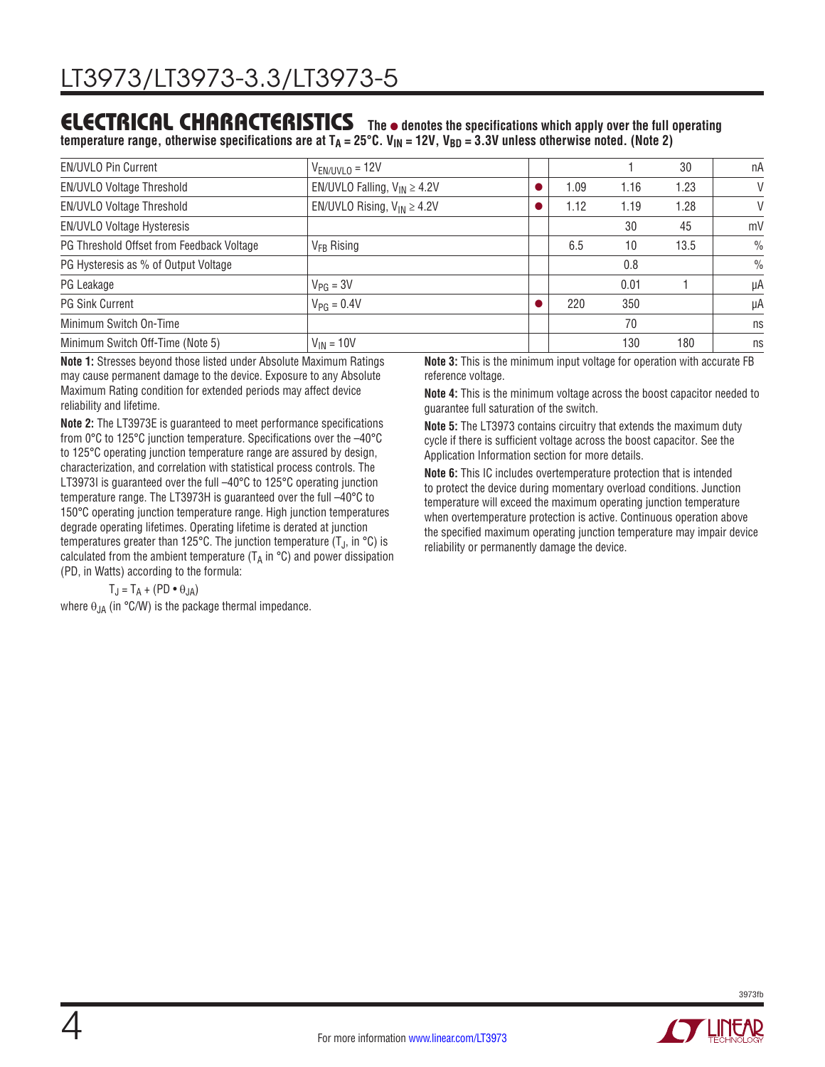## ELECTRICAL CHARACTERISTICS

**The ● denotes the specifications which apply over the full operating temperature range, otherwise specifications are at $T_A$ = 25°C. $V_{IN}$ = 12V, $V_{BD}$ = 3.3V unless otherwise noted. (Note 2)**

| PARAMETER | CONDITIONS | | MIN | TYP | MAX | UNITS |
|---|---|---|---|---|---|---|
| EN/UVLO Pin Current | $V_{EN/UVLO}$ = 12V | | | 1 | 30 | nA |
| EN/UVLO Voltage Threshold | EN/UVLO Falling, $V_{IN}$ ≥ 4.2V | ● | 1.09 | 1.16 | 1.23 | V |
| EN/UVLO Voltage Threshold | EN/UVLO Rising, $V_{IN}$ ≥ 4.2V | ● | 1.12 | 1.19 | 1.28 | V |
| EN/UVLO Voltage Hysteresis | | | | 30 | 45 | mV |
| PG Threshold Offset from Feedback Voltage | $V_{FB}$ Rising | | 6.5 | 10 | 13.5 | % |
| PG Hysteresis as % of Output Voltage | | | | 0.8 | | % |
| PG Leakage | $V_{PG}$ = 3V | | | 0.01 | 1 | µA |
| PG Sink Current | $V_{PG}$ = 0.4V | ● | 220 | 350 | | µA |
| Minimum Switch On-Time | | | | 70 | | ns |
| Minimum Switch Off-Time (Note 5) | $V_{IN}$ = 10V | | | 130 | 180 | ns |

**Note 1:** Stresses beyond those listed under Absolute Maximum Ratings may cause permanent damage to the device. Exposure to any Absolute Maximum Rating condition for extended periods may affect device reliability and lifetime.

**Note 2:** The LT3973E is guaranteed to meet performance specifications from 0°C to 125°C junction temperature. Specifications over the –40°C to 125°C operating junction temperature range are assured by design, characterization, and correlation with statistical process controls. The LT3973I is guaranteed over the full –40°C to 125°C operating junction temperature range. The LT3973H is guaranteed over the full –40°C to 150°C operating junction temperature range. High junction temperatures degrade operating lifetimes. Operating lifetime is derated at junction temperatures greater than 125°C. The junction temperature ($T_J$, in °C) is calculated from the ambient temperature ($T_A$ in °C) and power dissipation (PD, in Watts) according to the formula:

$$T_J = T_A + (PD \bullet \theta_{JA})$$

where $\theta_{JA}$ (in °C/W) is the package thermal impedance.

**Note 3:** This is the minimum input voltage for operation with accurate FB reference voltage.

**Note 4:** This is the minimum voltage across the boost capacitor needed to guarantee full saturation of the switch.

**Note 5:** The LT3973 contains circuitry that extends the maximum duty cycle if there is sufficient voltage across the boost capacitor. See the Application Information section for more details.

**Note 6:** This IC includes overtemperature protection that is intended to protect the device during momentary overload conditions. Junction temperature will exceed the maximum operating junction temperature when overtemperature protection is active. Continuous operation above the specified maximum operating junction temperature may impair device reliability or permanently damage the device.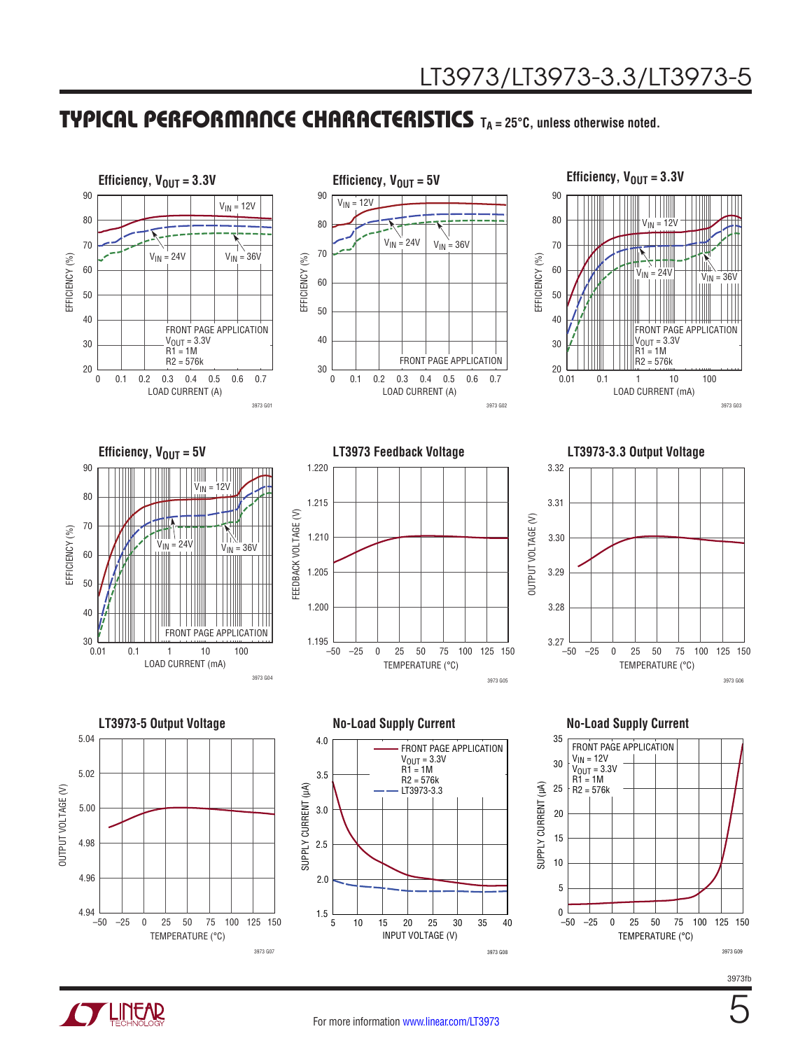## TYPICAL PERFORMANCE CHARACTERISTICS $T_A = 25°C$, unless otherwise noted.

**Efficiency, $V_{OUT}$ = 3.3V**

EFFICIENCY (%) vs LOAD CURRENT (A); $V_{IN}$ = 12V, $V_{IN}$ = 24V, $V_{IN}$ = 36V; FRONT PAGE APPLICATION, $V_{OUT}$ = 3.3V, R1 = 1M, R2 = 576k

3973 G01

**Efficiency, $V_{OUT}$ = 5V**

EFFICIENCY (%) vs LOAD CURRENT (A); $V_{IN}$ = 12V, $V_{IN}$ = 24V, $V_{IN}$ = 36V; FRONT PAGE APPLICATION

3973 G02

**Efficiency, $V_{OUT}$ = 3.3V**

EFFICIENCY (%) vs LOAD CURRENT (mA); $V_{IN}$ = 12V, $V_{IN}$ = 24V, $V_{IN}$ = 36V; FRONT PAGE APPLICATION, $V_{OUT}$ = 3.3V, R1 = 1M, R2 = 576k

3973 G03

**Efficiency, $V_{OUT}$ = 5V**

EFFICIENCY (%) vs LOAD CURRENT (mA); $V_{IN}$ = 12V, $V_{IN}$ = 24V, $V_{IN}$ = 36V; FRONT PAGE APPLICATION

3973 G04

**LT3973 Feedback Voltage**

FEEDBACK VOLTAGE (V) vs TEMPERATURE (°C)

3973 G05

**LT3973-3.3 Output Voltage**

OUTPUT VOLTAGE (V) vs TEMPERATURE (°C)

3973 G06

**LT3973-5 Output Voltage**

OUTPUT VOLTAGE (V) vs TEMPERATURE (°C)

3973 G07

**No-Load Supply Current**

SUPPLY CURRENT (µA) vs INPUT VOLTAGE (V); FRONT PAGE APPLICATION, $V_{OUT}$ = 3.3V, R1 = 1M, R2 = 576k; LT3973-3.3

3973 G08

**No-Load Supply Current**

SUPPLY CURRENT (µA) vs TEMPERATURE (°C); FRONT PAGE APPLICATION, $V_{IN}$ = 12V, $V_{OUT}$ = 3.3V, R1 = 1M, R2 = 576k

3973 G09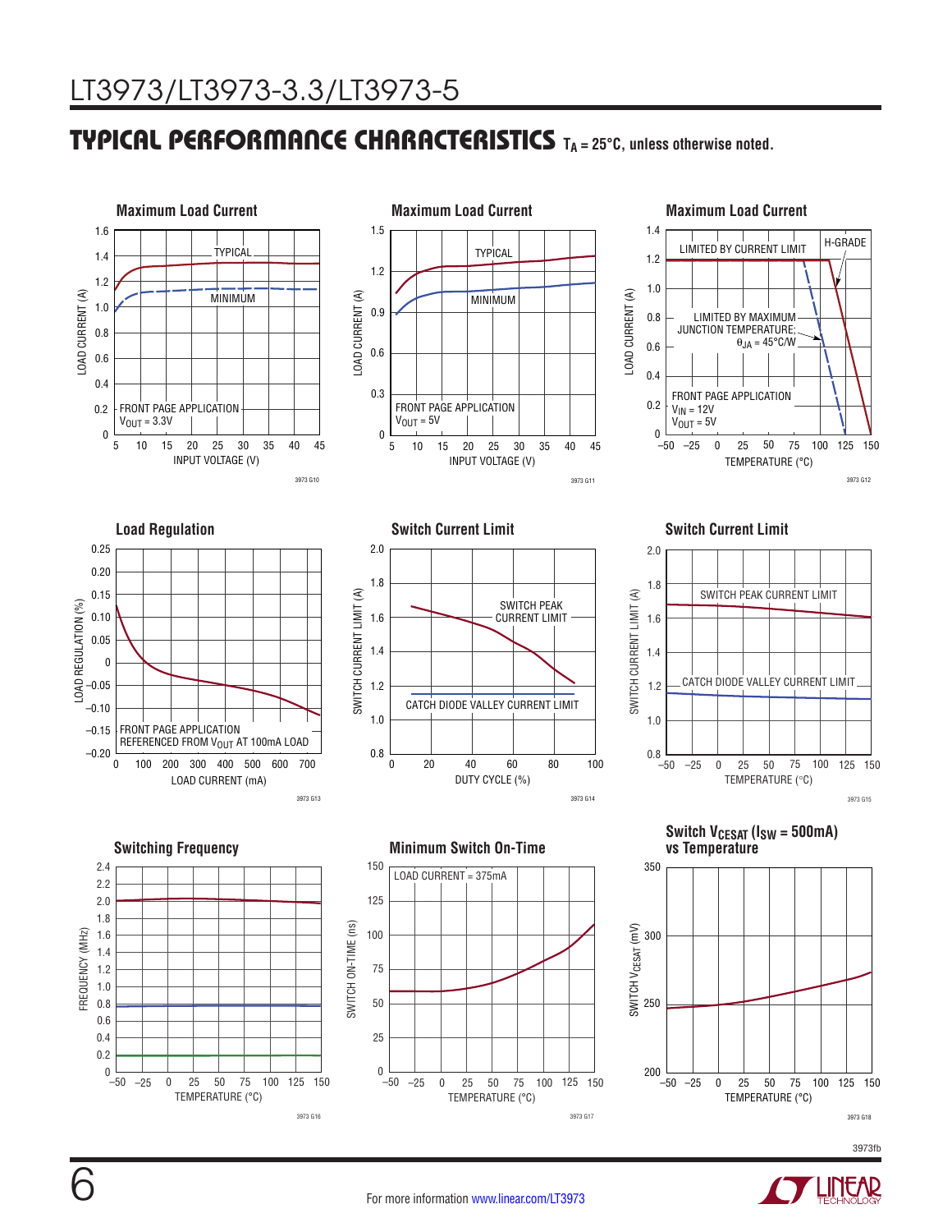## TYPICAL PERFORMANCE CHARACTERISTICS $T_A = 25°C$, unless otherwise noted.

**Maximum Load Current**

LOAD CURRENT (A) vs INPUT VOLTAGE (V)

TYPICAL

MINIMUM

FRONT PAGE APPLICATION
$V_{OUT} = 3.3V$

3973 G10

**Maximum Load Current**

LOAD CURRENT (A) vs INPUT VOLTAGE (V)

TYPICAL

MINIMUM

FRONT PAGE APPLICATION
$V_{OUT} = 5V$

3973 G11

**Maximum Load Current**

LOAD CURRENT (A) vs TEMPERATURE (°C)

LIMITED BY CURRENT LIMIT

H-GRADE

LIMITED BY MAXIMUM JUNCTION TEMPERATURE; $\theta_{JA} = 45°C/W$

FRONT PAGE APPLICATION
$V_{IN} = 12V$
$V_{OUT} = 5V$

3973 G12

**Load Regulation**

LOAD REGULATION (%) vs LOAD CURRENT (mA)

FRONT PAGE APPLICATION
REFERENCED FROM $V_{OUT}$ AT 100mA LOAD

3973 G13

**Switch Current Limit**

SWITCH CURRENT LIMIT (A) vs DUTY CYCLE (%)

SWITCH PEAK CURRENT LIMIT

CATCH DIODE VALLEY CURRENT LIMIT

3973 G14

**Switch Current Limit**

SWITCH CURRENT LIMIT (A) vs TEMPERATURE (°C)

SWITCH PEAK CURRENT LIMIT

CATCH DIODE VALLEY CURRENT LIMIT

3973 G15

**Switching Frequency**

FREQUENCY (MHz) vs TEMPERATURE (°C)

3973 G16

**Minimum Switch On-Time**

SWITCH ON-TIME (ns) vs TEMPERATURE (°C)

LOAD CURRENT = 375mA

3973 G17

**Switch $V_{CESAT}$ ($I_{SW}$ = 500mA) vs Temperature**

SWITCH $V_{CESAT}$ (mV) vs TEMPERATURE (°C)

3973 G18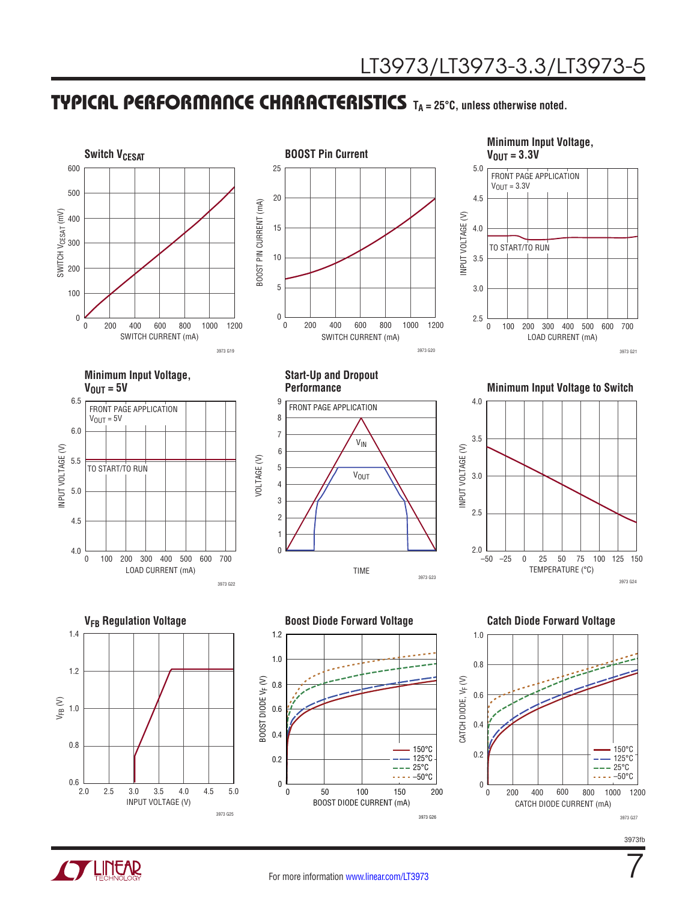## TYPICAL PERFORMANCE CHARACTERISTICS $T_A = 25°C$, unless otherwise noted.

**Switch $V_{CESAT}$**

SWITCH $V_{CESAT}$ (mV) vs SWITCH CURRENT (mA)

3973 G19

**BOOST Pin Current**

BOOST PIN CURRENT (mA) vs SWITCH CURRENT (mA)

3973 G20

**Minimum Input Voltage, $V_{OUT}$ = 3.3V**

FRONT PAGE APPLICATION
$V_{OUT}$ = 3.3V

TO START/TO RUN

INPUT VOLTAGE (V) vs LOAD CURRENT (mA)

3973 G21

**Minimum Input Voltage, $V_{OUT}$ = 5V**

FRONT PAGE APPLICATION
$V_{OUT}$ = 5V

TO START/TO RUN

INPUT VOLTAGE (V) vs LOAD CURRENT (mA)

3973 G22

**Start-Up and Dropout Performance**

FRONT PAGE APPLICATION

$V_{IN}$

$V_{OUT}$

VOLTAGE (V) vs TIME

3973 G23

**Minimum Input Voltage to Switch**

INPUT VOLTAGE (V) vs TEMPERATURE (°C)

3973 G24

**$V_{FB}$ Regulation Voltage**

$V_{FB}$ (V) vs INPUT VOLTAGE (V)

3973 G25

**Boost Diode Forward Voltage**

BOOST DIODE $V_F$ (V) vs BOOST DIODE CURRENT (mA)

150°C
125°C
25°C
–50°C

3973 G26

**Catch Diode Forward Voltage**

CATCH DIODE, $V_F$ (V) vs CATCH DIODE CURRENT (mA)

150°C
125°C
25°C
–50°C

3973 G27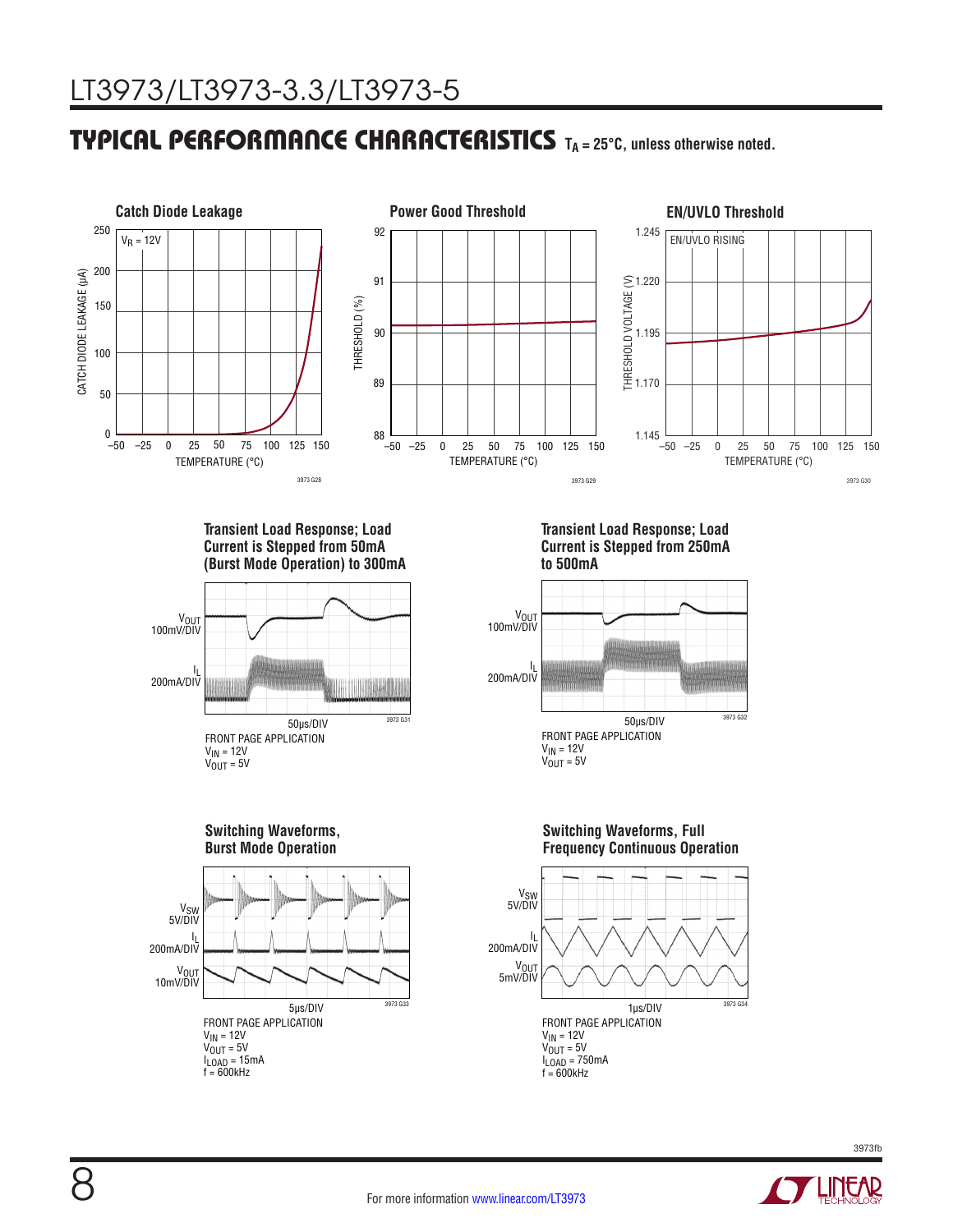## TYPICAL PERFORMANCE CHARACTERISTICS $T_A = 25°C$, unless otherwise noted.

**Catch Diode Leakage**

$V_R$ = 12V

CATCH DIODE LEAKAGE (µA)

TEMPERATURE (°C)

3973 G28

**Power Good Threshold**

THRESHOLD (%)

TEMPERATURE (°C)

3973 G29

**EN/UVLO Threshold**

EN/UVLO RISING

THRESHOLD VOLTAGE (V)

TEMPERATURE (°C)

3973 G30

**Transient Load Response; Load Current is Stepped from 50mA (Burst Mode Operation) to 300mA**

$V_{OUT}$ 100mV/DIV

$I_L$ 200mA/DIV

50µs/DIV

3973 G31

FRONT PAGE APPLICATION
$V_{IN}$ = 12V
$V_{OUT}$ = 5V

**Transient Load Response; Load Current is Stepped from 250mA to 500mA**

$V_{OUT}$ 100mV/DIV

$I_L$ 200mA/DIV

50µs/DIV

3973 G32

FRONT PAGE APPLICATION
$V_{IN}$ = 12V
$V_{OUT}$ = 5V

**Switching Waveforms, Burst Mode Operation**

$V_{SW}$ 5V/DIV

$I_L$ 200mA/DIV

$V_{OUT}$ 10mV/DIV

5µs/DIV

3973 G33

FRONT PAGE APPLICATION
$V_{IN}$ = 12V
$V_{OUT}$ = 5V
$I_{LOAD}$ = 15mA
f = 600kHz

**Switching Waveforms, Full Frequency Continuous Operation**

$V_{SW}$ 5V/DIV

$I_L$ 200mA/DIV

$V_{OUT}$ 5mV/DIV

1µs/DIV

3973 G34

FRONT PAGE APPLICATION
$V_{IN}$ = 12V
$V_{OUT}$ = 5V
$I_{LOAD}$ = 750mA
f = 600kHz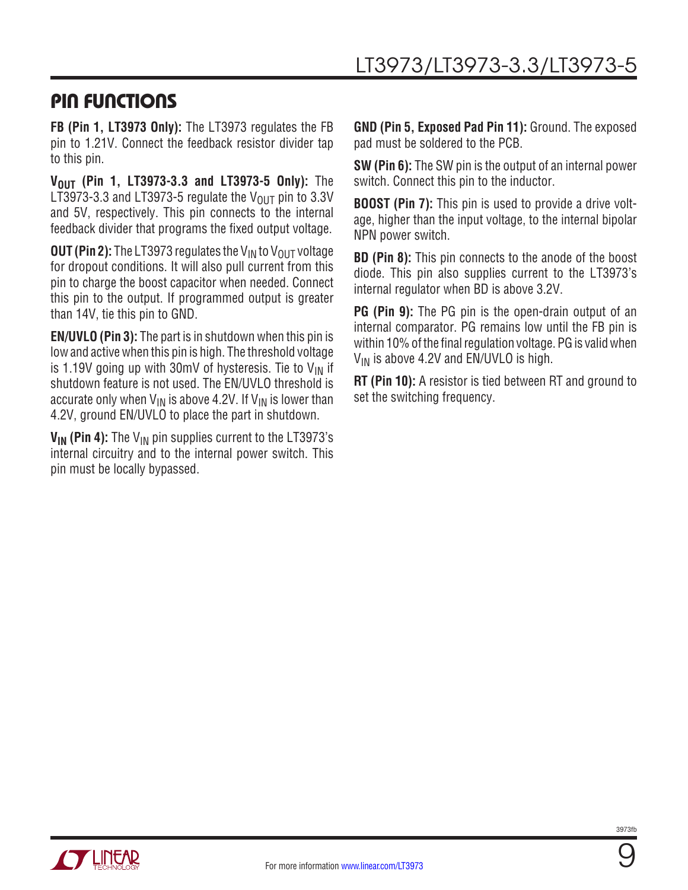## PIN FUNCTIONS

**FB (Pin 1, LT3973 Only):** The LT3973 regulates the FB pin to 1.21V. Connect the feedback resistor divider tap to this pin.

**$V_{OUT}$ (Pin 1, LT3973-3.3 and LT3973-5 Only):** The LT3973-3.3 and LT3973-5 regulate the $V_{OUT}$ pin to 3.3V and 5V, respectively. This pin connects to the internal feedback divider that programs the fixed output voltage.

**OUT (Pin 2):** The LT3973 regulates the $V_{IN}$ to $V_{OUT}$ voltage for dropout conditions. It will also pull current from this pin to charge the boost capacitor when needed. Connect this pin to the output. If programmed output is greater than 14V, tie this pin to GND.

**EN/UVLO (Pin 3):** The part is in shutdown when this pin is low and active when this pin is high. The threshold voltage is 1.19V going up with 30mV of hysteresis. Tie to $V_{IN}$ if shutdown feature is not used. The EN/UVLO threshold is accurate only when $V_{IN}$ is above 4.2V. If $V_{IN}$ is lower than 4.2V, ground EN/UVLO to place the part in shutdown.

**$V_{IN}$ (Pin 4):** The $V_{IN}$ pin supplies current to the LT3973's internal circuitry and to the internal power switch. This pin must be locally bypassed.

**GND (Pin 5, Exposed Pad Pin 11):** Ground. The exposed pad must be soldered to the PCB.

**SW (Pin 6):** The SW pin is the output of an internal power switch. Connect this pin to the inductor.

**BOOST (Pin 7):** This pin is used to provide a drive voltage, higher than the input voltage, to the internal bipolar NPN power switch.

**BD (Pin 8):** This pin connects to the anode of the boost diode. This pin also supplies current to the LT3973's internal regulator when BD is above 3.2V.

**PG (Pin 9):** The PG pin is the open-drain output of an internal comparator. PG remains low until the FB pin is within 10% of the final regulation voltage. PG is valid when $V_{IN}$ is above 4.2V and EN/UVLO is high.

**RT (Pin 10):** A resistor is tied between RT and ground to set the switching frequency.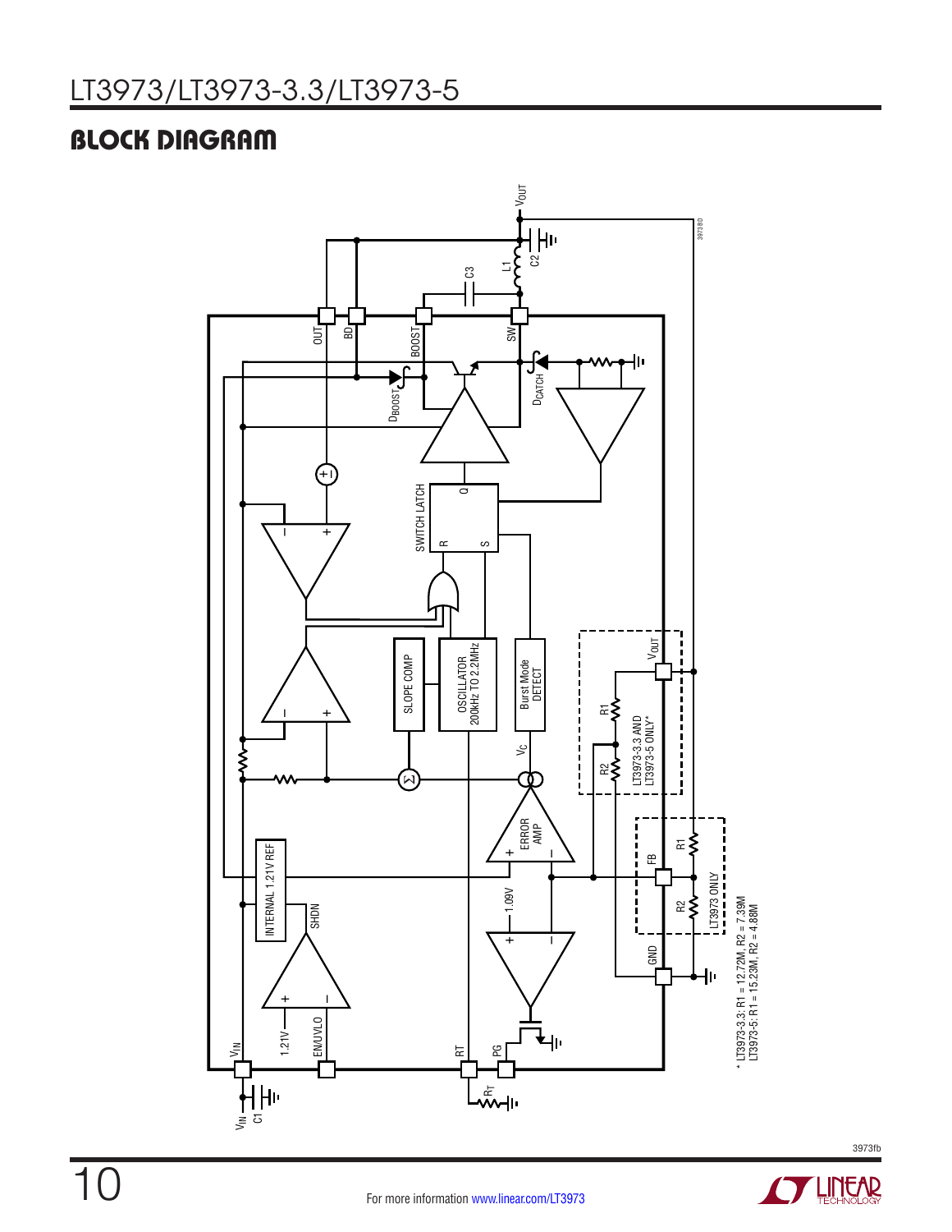## BLOCK DIAGRAM

\* LT3973-3.3: R1 = 12.72M, R2 = 7.39M
LT3973-5: R1 = 15.23M, R2 = 4.88M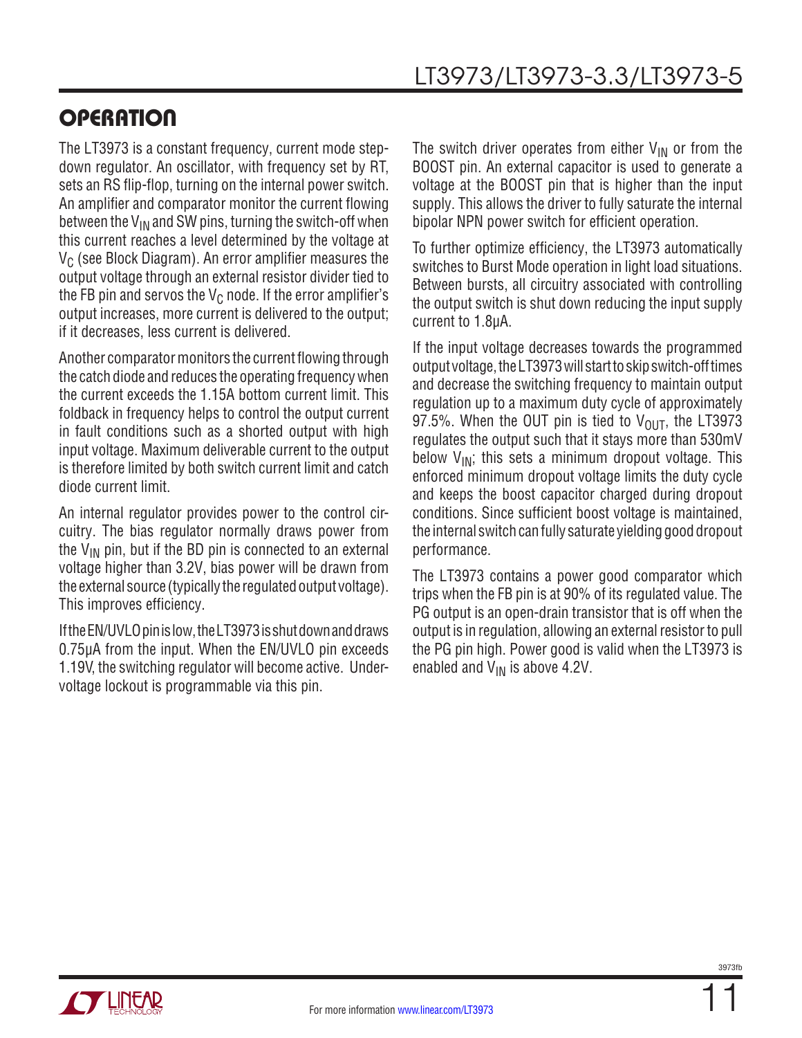## OPERATION

The LT3973 is a constant frequency, current mode step-down regulator. An oscillator, with frequency set by RT, sets an RS flip-flop, turning on the internal power switch. An amplifier and comparator monitor the current flowing between the $V_{IN}$ and SW pins, turning the switch-off when this current reaches a level determined by the voltage at $V_C$ (see Block Diagram). An error amplifier measures the output voltage through an external resistor divider tied to the FB pin and servos the $V_C$ node. If the error amplifier's output increases, more current is delivered to the output; if it decreases, less current is delivered.

Another comparator monitors the current flowing through the catch diode and reduces the operating frequency when the current exceeds the 1.15A bottom current limit. This foldback in frequency helps to control the output current in fault conditions such as a shorted output with high input voltage. Maximum deliverable current to the output is therefore limited by both switch current limit and catch diode current limit.

An internal regulator provides power to the control circuitry. The bias regulator normally draws power from the $V_{IN}$ pin, but if the BD pin is connected to an external voltage higher than 3.2V, bias power will be drawn from the external source (typically the regulated output voltage). This improves efficiency.

If the EN/UVLO pin is low, the LT3973 is shut down and draws 0.75µA from the input. When the EN/UVLO pin exceeds 1.19V, the switching regulator will become active. Undervoltage lockout is programmable via this pin.

The switch driver operates from either $V_{IN}$ or from the BOOST pin. An external capacitor is used to generate a voltage at the BOOST pin that is higher than the input supply. This allows the driver to fully saturate the internal bipolar NPN power switch for efficient operation.

To further optimize efficiency, the LT3973 automatically switches to Burst Mode operation in light load situations. Between bursts, all circuitry associated with controlling the output switch is shut down reducing the input supply current to 1.8µA.

If the input voltage decreases towards the programmed output voltage, the LT3973 will start to skip switch-off times and decrease the switching frequency to maintain output regulation up to a maximum duty cycle of approximately 97.5%. When the OUT pin is tied to $V_{OUT}$, the LT3973 regulates the output such that it stays more than 530mV below $V_{IN}$; this sets a minimum dropout voltage. This enforced minimum dropout voltage limits the duty cycle and keeps the boost capacitor charged during dropout conditions. Since sufficient boost voltage is maintained, the internal switch can fully saturate yielding good dropout performance.

The LT3973 contains a power good comparator which trips when the FB pin is at 90% of its regulated value. The PG output is an open-drain transistor that is off when the output is in regulation, allowing an external resistor to pull the PG pin high. Power good is valid when the LT3973 is enabled and $V_{IN}$ is above 4.2V.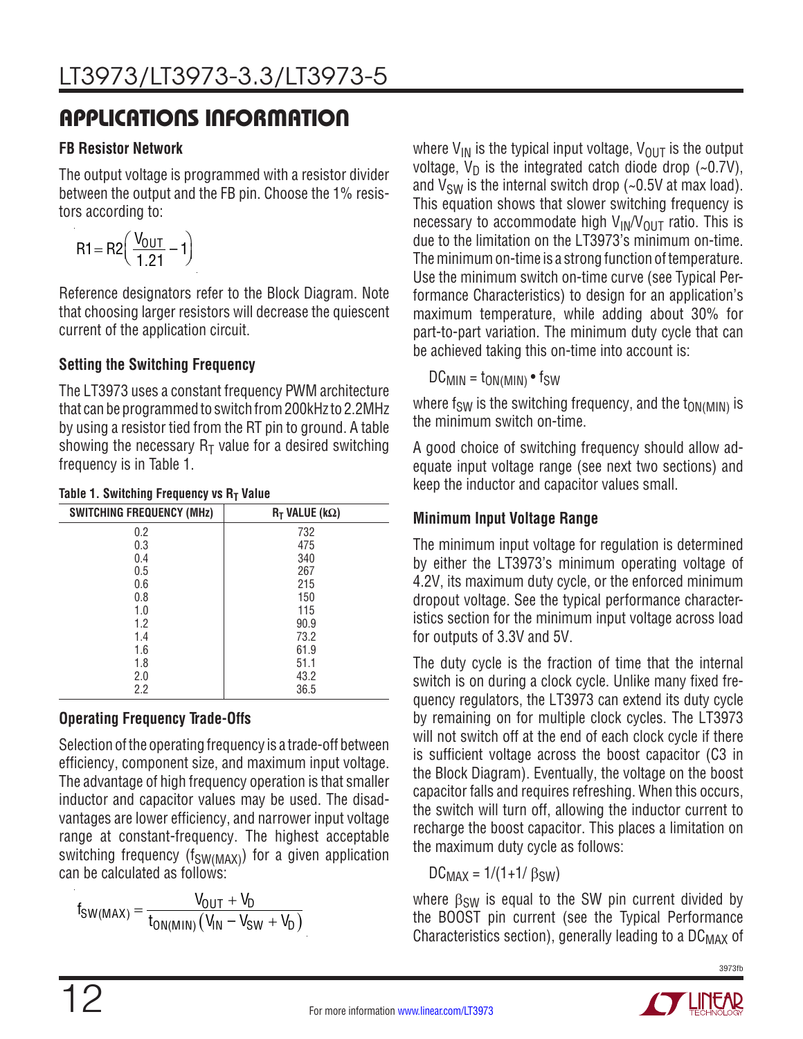## APPLICATIONS INFORMATION

### FB Resistor Network

The output voltage is programmed with a resistor divider between the output and the FB pin. Choose the 1% resistors according to:

$$R1 = R2\left(\frac{V_{OUT}}{1.21} - 1\right)$$

Reference designators refer to the Block Diagram. Note that choosing larger resistors will decrease the quiescent current of the application circuit.

### Setting the Switching Frequency

The LT3973 uses a constant frequency PWM architecture that can be programmed to switch from 200kHz to 2.2MHz by using a resistor tied from the RT pin to ground. A table showing the necessary $R_T$ value for a desired switching frequency is in Table 1.

**Table 1. Switching Frequency vs $R_T$ Value**

| SWITCHING FREQUENCY (MHz) | $R_T$ VALUE (kΩ) |
|---|---|
| 0.2 | 732 |
| 0.3 | 475 |
| 0.4 | 340 |
| 0.5 | 267 |
| 0.6 | 215 |
| 0.8 | 150 |
| 1.0 | 115 |
| 1.2 | 90.9 |
| 1.4 | 73.2 |
| 1.6 | 61.9 |
| 1.8 | 51.1 |
| 2.0 | 43.2 |
| 2.2 | 36.5 |

### Operating Frequency Trade-Offs

Selection of the operating frequency is a trade-off between efficiency, component size, and maximum input voltage. The advantage of high frequency operation is that smaller inductor and capacitor values may be used. The disadvantages are lower efficiency, and narrower input voltage range at constant-frequency. The highest acceptable switching frequency ($f_{SW(MAX)}$) for a given application can be calculated as follows:

$$f_{SW(MAX)} = \frac{V_{OUT} + V_D}{t_{ON(MIN)}\left(V_{IN} - V_{SW} + V_D\right)}$$

where $V_{IN}$ is the typical input voltage, $V_{OUT}$ is the output voltage, $V_D$ is the integrated catch diode drop (~0.7V), and $V_{SW}$ is the internal switch drop (~0.5V at max load). This equation shows that slower switching frequency is necessary to accommodate high $V_{IN}/V_{OUT}$ ratio. This is due to the limitation on the LT3973's minimum on-time. The minimum on-time is a strong function of temperature. Use the minimum switch on-time curve (see Typical Performance Characteristics) to design for an application's maximum temperature, while adding about 30% for part-to-part variation. The minimum duty cycle that can be achieved taking this on-time into account is:

$$DC_{MIN} = t_{ON(MIN)} \bullet f_{SW}$$

where $f_{SW}$ is the switching frequency, and the $t_{ON(MIN)}$ is the minimum switch on-time.

A good choice of switching frequency should allow adequate input voltage range (see next two sections) and keep the inductor and capacitor values small.

### Minimum Input Voltage Range

The minimum input voltage for regulation is determined by either the LT3973's minimum operating voltage of 4.2V, its maximum duty cycle, or the enforced minimum dropout voltage. See the typical performance characteristics section for the minimum input voltage across load for outputs of 3.3V and 5V.

The duty cycle is the fraction of time that the internal switch is on during a clock cycle. Unlike many fixed frequency regulators, the LT3973 can extend its duty cycle by remaining on for multiple clock cycles. The LT3973 will not switch off at the end of each clock cycle if there is sufficient voltage across the boost capacitor (C3 in the Block Diagram). Eventually, the voltage on the boost capacitor falls and requires refreshing. When this occurs, the switch will turn off, allowing the inductor current to recharge the boost capacitor. This places a limitation on the maximum duty cycle as follows:

$$DC_{MAX} = 1/(1+1/\beta_{SW})$$

where $\beta_{SW}$ is equal to the SW pin current divided by the BOOST pin current (see the Typical Performance Characteristics section), generally leading to a $DC_{MAX}$ of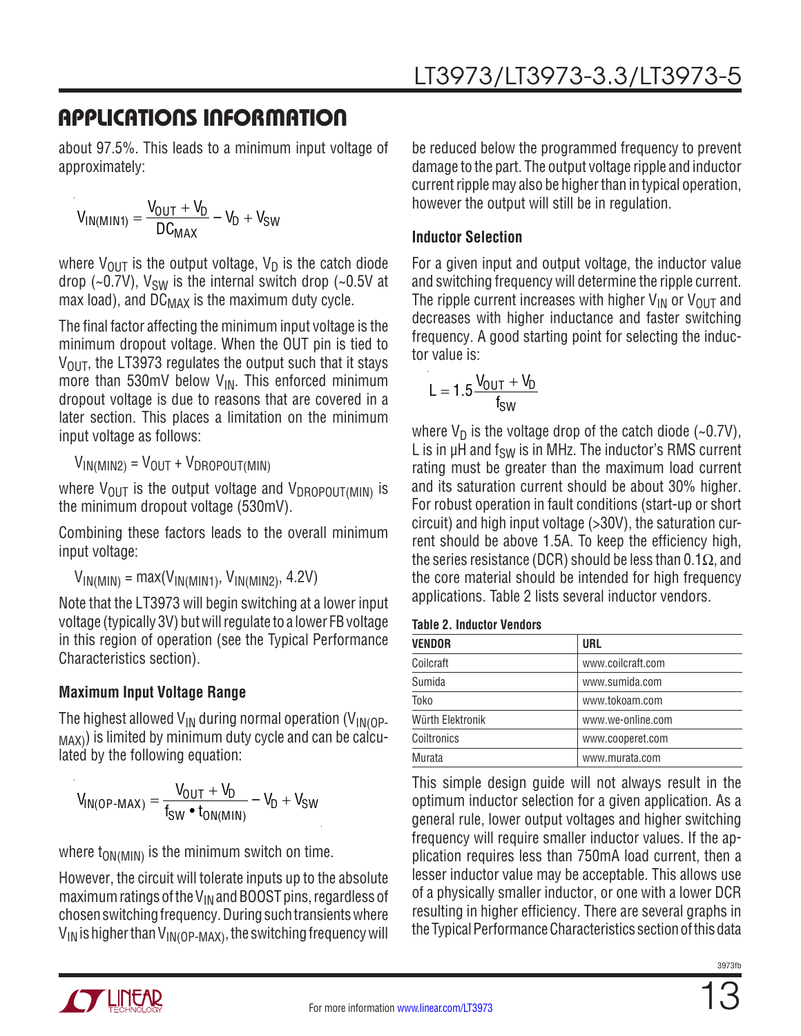## APPLICATIONS INFORMATION

about 97.5%. This leads to a minimum input voltage of approximately:

$$V_{IN(MIN1)} = \frac{V_{OUT} + V_D}{DC_{MAX}} - V_D + V_{SW}$$

where $V_{OUT}$ is the output voltage, $V_D$ is the catch diode drop (~0.7V), $V_{SW}$ is the internal switch drop (~0.5V at max load), and $DC_{MAX}$ is the maximum duty cycle.

The final factor affecting the minimum input voltage is the minimum dropout voltage. When the OUT pin is tied to $V_{OUT}$, the LT3973 regulates the output such that it stays more than 530mV below $V_{IN}$. This enforced minimum dropout voltage is due to reasons that are covered in a later section. This places a limitation on the minimum input voltage as follows:

$$V_{IN(MIN2)} = V_{OUT} + V_{DROPOUT(MIN)}$$

where $V_{OUT}$ is the output voltage and $V_{DROPOUT(MIN)}$ is the minimum dropout voltage (530mV).

Combining these factors leads to the overall minimum input voltage:

$$V_{IN(MIN)} = \max(V_{IN(MIN1)}, V_{IN(MIN2)}, 4.2V)$$

Note that the LT3973 will begin switching at a lower input voltage (typically 3V) but will regulate to a lower FB voltage in this region of operation (see the Typical Performance Characteristics section).

### Maximum Input Voltage Range

The highest allowed $V_{IN}$ during normal operation ($V_{IN(OP-MAX)}$) is limited by minimum duty cycle and can be calculated by the following equation:

$$V_{IN(OP\text{-}MAX)} = \frac{V_{OUT} + V_D}{f_{SW} \bullet t_{ON(MIN)}} - V_D + V_{SW}$$

where $t_{ON(MIN)}$ is the minimum switch on time.

However, the circuit will tolerate inputs up to the absolute maximum ratings of the $V_{IN}$ and BOOST pins, regardless of chosen switching frequency. During such transients where $V_{IN}$ is higher than $V_{IN(OP-MAX)}$, the switching frequency will be reduced below the programmed frequency to prevent damage to the part. The output voltage ripple and inductor current ripple may also be higher than in typical operation, however the output will still be in regulation.

### Inductor Selection

For a given input and output voltage, the inductor value and switching frequency will determine the ripple current. The ripple current increases with higher $V_{IN}$ or $V_{OUT}$ and decreases with higher inductance and faster switching frequency. A good starting point for selecting the inductor value is:

$$L = 1.5\frac{V_{OUT} + V_D}{f_{SW}}$$

where $V_D$ is the voltage drop of the catch diode (~0.7V), L is in µH and $f_{SW}$ is in MHz. The inductor's RMS current rating must be greater than the maximum load current and its saturation current should be about 30% higher. For robust operation in fault conditions (start-up or short circuit) and high input voltage (>30V), the saturation current should be above 1.5A. To keep the efficiency high, the series resistance (DCR) should be less than 0.1Ω, and the core material should be intended for high frequency applications. Table 2 lists several inductor vendors.

**Table 2. Inductor Vendors**

| VENDOR | URL |
|---|---|
| Coilcraft | www.coilcraft.com |
| Sumida | www.sumida.com |
| Toko | www.tokoam.com |
| Würth Elektronik | www.we-online.com |
| Coiltronics | www.cooperet.com |
| Murata | www.murata.com |

This simple design guide will not always result in the optimum inductor selection for a given application. As a general rule, lower output voltages and higher switching frequency will require smaller inductor values. If the application requires less than 750mA load current, then a lesser inductor value may be acceptable. This allows use of a physically smaller inductor, or one with a lower DCR resulting in higher efficiency. There are several graphs in the Typical Performance Characteristics section of this data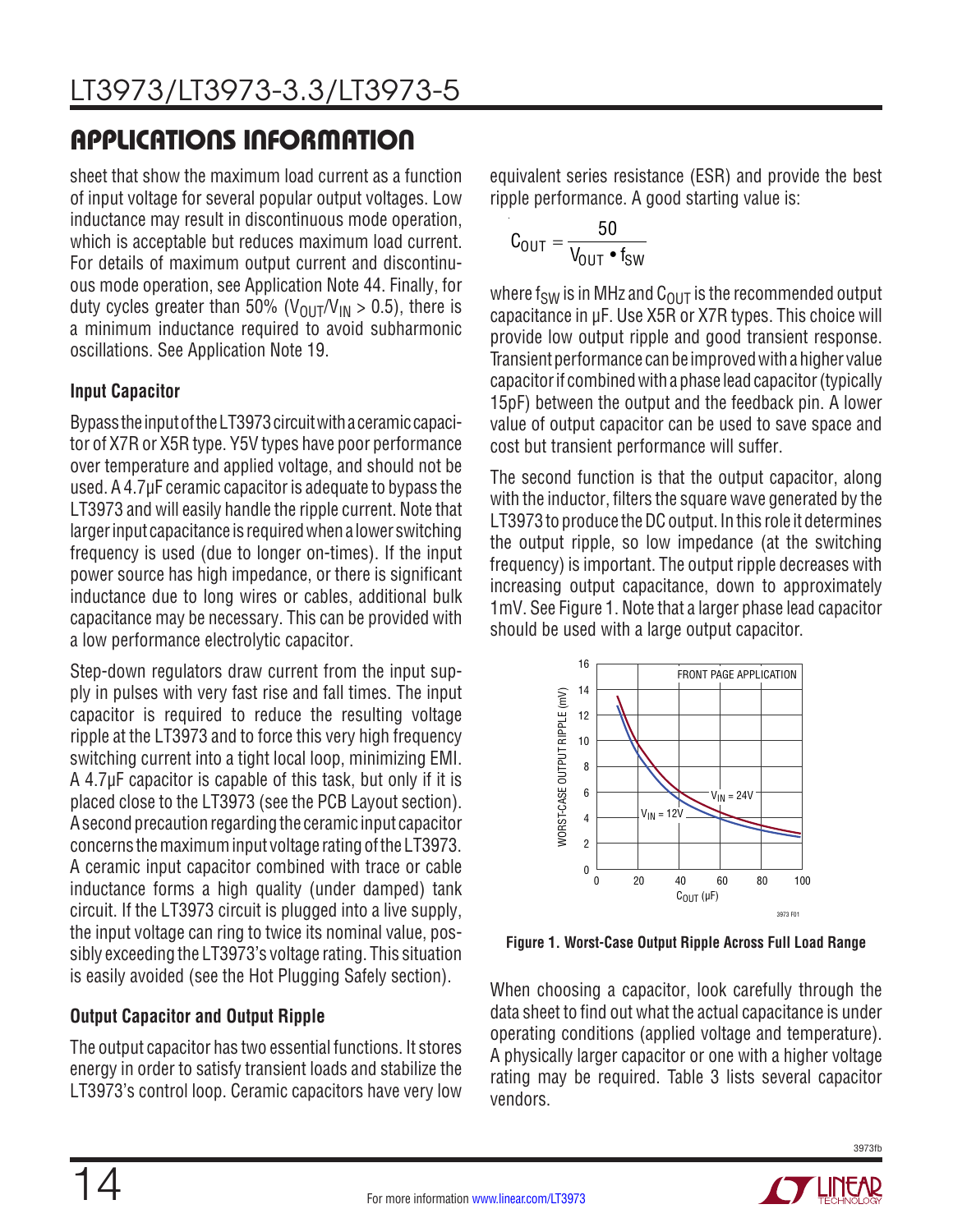## APPLICATIONS INFORMATION

sheet that show the maximum load current as a function of input voltage for several popular output voltages. Low inductance may result in discontinuous mode operation, which is acceptable but reduces maximum load current. For details of maximum output current and discontinuous mode operation, see Application Note 44. Finally, for duty cycles greater than 50% ($V_{OUT}/V_{IN} > 0.5$), there is a minimum inductance required to avoid subharmonic oscillations. See Application Note 19.

### Input Capacitor

Bypass the input of the LT3973 circuit with a ceramic capacitor of X7R or X5R type. Y5V types have poor performance over temperature and applied voltage, and should not be used. A 4.7µF ceramic capacitor is adequate to bypass the LT3973 and will easily handle the ripple current. Note that larger input capacitance is required when a lower switching frequency is used (due to longer on-times). If the input power source has high impedance, or there is significant inductance due to long wires or cables, additional bulk capacitance may be necessary. This can be provided with a low performance electrolytic capacitor.

Step-down regulators draw current from the input supply in pulses with very fast rise and fall times. The input capacitor is required to reduce the resulting voltage ripple at the LT3973 and to force this very high frequency switching current into a tight local loop, minimizing EMI. A 4.7µF capacitor is capable of this task, but only if it is placed close to the LT3973 (see the PCB Layout section). A second precaution regarding the ceramic input capacitor concerns the maximum input voltage rating of the LT3973. A ceramic input capacitor combined with trace or cable inductance forms a high quality (under damped) tank circuit. If the LT3973 circuit is plugged into a live supply, the input voltage can ring to twice its nominal value, possibly exceeding the LT3973's voltage rating. This situation is easily avoided (see the Hot Plugging Safely section).

### Output Capacitor and Output Ripple

The output capacitor has two essential functions. It stores energy in order to satisfy transient loads and stabilize the LT3973's control loop. Ceramic capacitors have very low equivalent series resistance (ESR) and provide the best ripple performance. A good starting value is:

$$C_{OUT} = \frac{50}{V_{OUT} \cdot f_{SW}}$$

where $f_{SW}$ is in MHz and $C_{OUT}$ is the recommended output capacitance in µF. Use X5R or X7R types. This choice will provide low output ripple and good transient response. Transient performance can be improved with a higher value capacitor if combined with a phase lead capacitor (typically 15pF) between the output and the feedback pin. A lower value of output capacitor can be used to save space and cost but transient performance will suffer.

The second function is that the output capacitor, along with the inductor, filters the square wave generated by the LT3973 to produce the DC output. In this role it determines the output ripple, so low impedance (at the switching frequency) is important. The output ripple decreases with increasing output capacitance, down to approximately 1mV. See Figure 1. Note that a larger phase lead capacitor should be used with a large output capacitor.

Figure 1. Worst-Case Output Ripple Across Full Load Range

When choosing a capacitor, look carefully through the data sheet to find out what the actual capacitance is under operating conditions (applied voltage and temperature). A physically larger capacitor or one with a higher voltage rating may be required. Table 3 lists several capacitor vendors.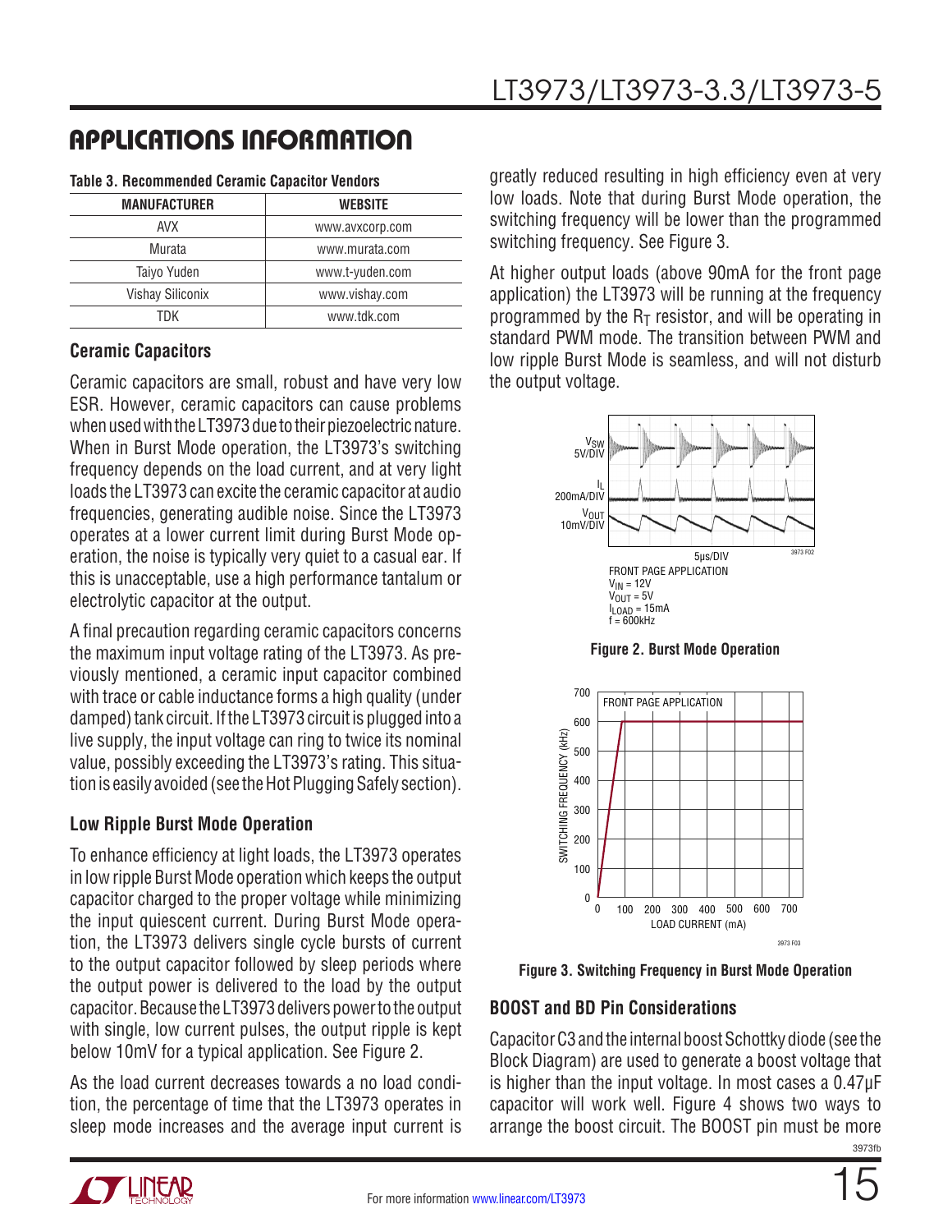## APPLICATIONS INFORMATION

**Table 3. Recommended Ceramic Capacitor Vendors**

| MANUFACTURER | WEBSITE |
|---|---|
| AVX | www.avxcorp.com |
| Murata | www.murata.com |
| Taiyo Yuden | www.t-yuden.com |
| Vishay Siliconix | www.vishay.com |
| TDK | www.tdk.com |

### Ceramic Capacitors

Ceramic capacitors are small, robust and have very low ESR. However, ceramic capacitors can cause problems when used with the LT3973 due to their piezoelectric nature. When in Burst Mode operation, the LT3973's switching frequency depends on the load current, and at very light loads the LT3973 can excite the ceramic capacitor at audio frequencies, generating audible noise. Since the LT3973 operates at a lower current limit during Burst Mode operation, the noise is typically very quiet to a casual ear. If this is unacceptable, use a high performance tantalum or electrolytic capacitor at the output.

A final precaution regarding ceramic capacitors concerns the maximum input voltage rating of the LT3973. As previously mentioned, a ceramic input capacitor combined with trace or cable inductance forms a high quality (under damped) tank circuit. If the LT3973 circuit is plugged into a live supply, the input voltage can ring to twice its nominal value, possibly exceeding the LT3973's rating. This situation is easily avoided (see the Hot Plugging Safely section).

### Low Ripple Burst Mode Operation

To enhance efficiency at light loads, the LT3973 operates in low ripple Burst Mode operation which keeps the output capacitor charged to the proper voltage while minimizing the input quiescent current. During Burst Mode operation, the LT3973 delivers single cycle bursts of current to the output capacitor followed by sleep periods where the output power is delivered to the load by the output capacitor. Because the LT3973 delivers power to the output with single, low current pulses, the output ripple is kept below 10mV for a typical application. See Figure 2.

As the load current decreases towards a no load condition, the percentage of time that the LT3973 operates in sleep mode increases and the average input current is greatly reduced resulting in high efficiency even at very low loads. Note that during Burst Mode operation, the switching frequency will be lower than the programmed switching frequency. See Figure 3.

At higher output loads (above 90mA for the front page application) the LT3973 will be running at the frequency programmed by the $R_T$ resistor, and will be operating in standard PWM mode. The transition between PWM and low ripple Burst Mode is seamless, and will not disturb the output voltage.

FRONT PAGE APPLICATION
$V_{IN}$ = 12V
$V_{OUT}$ = 5V
$I_{LOAD}$ = 15mA
f = 600kHz

**Figure 2. Burst Mode Operation**

**Figure 3. Switching Frequency in Burst Mode Operation**

### BOOST and BD Pin Considerations

Capacitor C3 and the internal boost Schottky diode (see the Block Diagram) are used to generate a boost voltage that is higher than the input voltage. In most cases a 0.47µF capacitor will work well. Figure 4 shows two ways to arrange the boost circuit. The BOOST pin must be more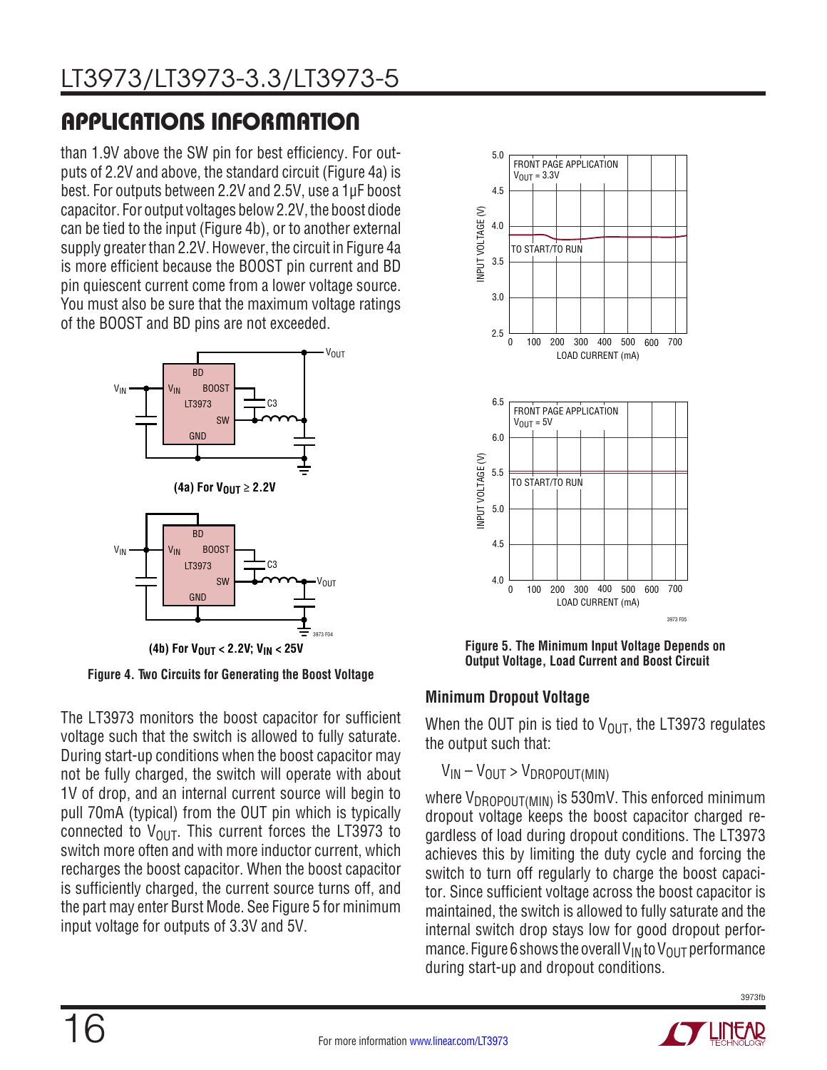## APPLICATIONS INFORMATION

than 1.9V above the SW pin for best efficiency. For outputs of 2.2V and above, the standard circuit (Figure 4a) is best. For outputs between 2.2V and 2.5V, use a 1µF boost capacitor. For output voltages below 2.2V, the boost diode can be tied to the input (Figure 4b), or to another external supply greater than 2.2V. However, the circuit in Figure 4a is more efficient because the BOOST pin current and BD pin quiescent current come from a lower voltage source. You must also be sure that the maximum voltage ratings of the BOOST and BD pins are not exceeded.

**(4a) For $V_{OUT} \geq 2.2V$**

**(4b) For $V_{OUT} < 2.2V$; $V_{IN} < 25V$**

**Figure 4. Two Circuits for Generating the Boost Voltage**

The LT3973 monitors the boost capacitor for sufficient voltage such that the switch is allowed to fully saturate. During start-up conditions when the boost capacitor may not be fully charged, the switch will operate with about 1V of drop, and an internal current source will begin to pull 70mA (typical) from the OUT pin which is typically connected to $V_{OUT}$. This current forces the LT3973 to switch more often and with more inductor current, which recharges the boost capacitor. When the boost capacitor is sufficiently charged, the current source turns off, and the part may enter Burst Mode. See Figure 5 for minimum input voltage for outputs of 3.3V and 5V.

**Figure 5. The Minimum Input Voltage Depends on Output Voltage, Load Current and Boost Circuit**

### Minimum Dropout Voltage

When the OUT pin is tied to $V_{OUT}$, the LT3973 regulates the output such that:

$$V_{IN} – V_{OUT} > V_{DROPOUT(MIN)}$$

where $V_{DROPOUT(MIN)}$ is 530mV. This enforced minimum dropout voltage keeps the boost capacitor charged regardless of load during dropout conditions. The LT3973 achieves this by limiting the duty cycle and forcing the switch to turn off regularly to charge the boost capacitor. Since sufficient voltage across the boost capacitor is maintained, the switch is allowed to fully saturate and the internal switch drop stays low for good dropout performance. Figure 6 shows the overall $V_{IN}$ to $V_{OUT}$ performance during start-up and dropout conditions.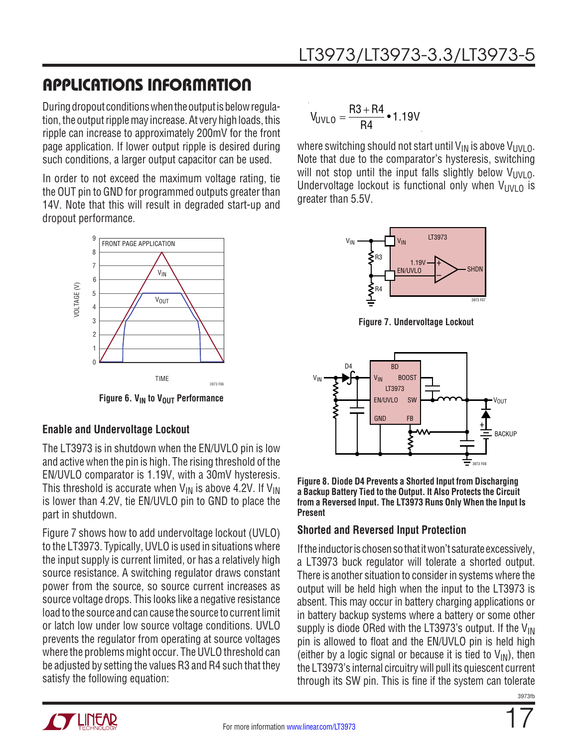## APPLICATIONS INFORMATION

During dropout conditions when the output is below regulation, the output ripple may increase. At very high loads, this ripple can increase to approximately 200mV for the front page application. If lower output ripple is desired during such conditions, a larger output capacitor can be used.

In order to not exceed the maximum voltage rating, tie the OUT pin to GND for programmed outputs greater than 14V. Note that this will result in degraded start-up and dropout performance.

Figure 6. $V_{IN}$ to $V_{OUT}$ Performance

### Enable and Undervoltage Lockout

The LT3973 is in shutdown when the EN/UVLO pin is low and active when the pin is high. The rising threshold of the EN/UVLO comparator is 1.19V, with a 30mV hysteresis. This threshold is accurate when $V_{IN}$ is above 4.2V. If $V_{IN}$ is lower than 4.2V, tie EN/UVLO pin to GND to place the part in shutdown.

Figure 7 shows how to add undervoltage lockout (UVLO) to the LT3973. Typically, UVLO is used in situations where the input supply is current limited, or has a relatively high source resistance. A switching regulator draws constant power from the source, so source current increases as source voltage drops. This looks like a negative resistance load to the source and can cause the source to current limit or latch low under low source voltage conditions. UVLO prevents the regulator from operating at source voltages where the problems might occur. The UVLO threshold can be adjusted by setting the values R3 and R4 such that they satisfy the following equation:

$$V_{UVLO} = \frac{R3 + R4}{R4} \bullet 1.19V$$

where switching should not start until $V_{IN}$ is above $V_{UVLO}$. Note that due to the comparator's hysteresis, switching will not stop until the input falls slightly below $V_{UVLO}$. Undervoltage lockout is functional only when $V_{UVLO}$ is greater than 5.5V.

Figure 7. Undervoltage Lockout

Figure 8. Diode D4 Prevents a Shorted Input from Discharging a Backup Battery Tied to the Output. It Also Protects the Circuit from a Reversed Input. The LT3973 Runs Only When the Input Is Present

### Shorted and Reversed Input Protection

If the inductor is chosen so that it won't saturate excessively, a LT3973 buck regulator will tolerate a shorted output. There is another situation to consider in systems where the output will be held high when the input to the LT3973 is absent. This may occur in battery charging applications or in battery backup systems where a battery or some other supply is diode ORed with the LT3973's output. If the $V_{IN}$ pin is allowed to float and the EN/UVLO pin is held high (either by a logic signal or because it is tied to $V_{IN}$), then the LT3973's internal circuitry will pull its quiescent current through its SW pin. This is fine if the system can tolerate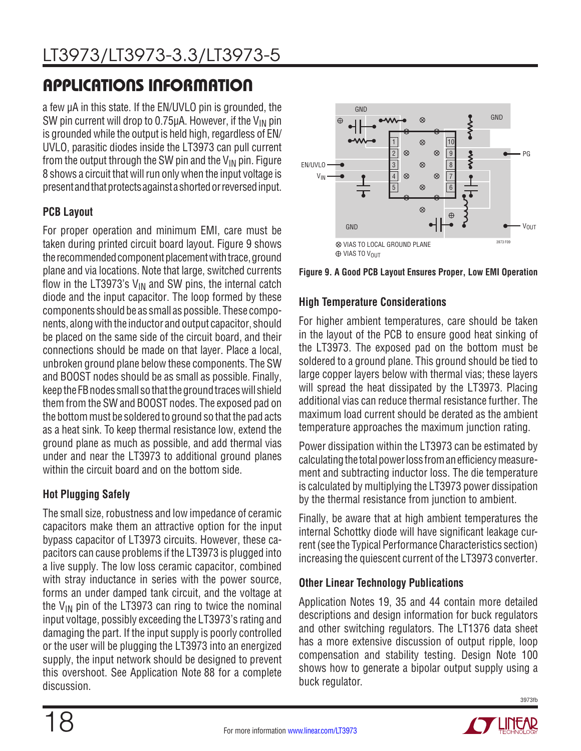## APPLICATIONS INFORMATION

a few µA in this state. If the EN/UVLO pin is grounded, the SW pin current will drop to 0.75µA. However, if the $V_{IN}$ pin is grounded while the output is held high, regardless of EN/UVLO, parasitic diodes inside the LT3973 can pull current from the output through the SW pin and the $V_{IN}$ pin. Figure 8 shows a circuit that will run only when the input voltage is present and that protects against a shorted or reversed input.

### PCB Layout

For proper operation and minimum EMI, care must be taken during printed circuit board layout. Figure 9 shows the recommended component placement with trace, ground plane and via locations. Note that large, switched currents flow in the LT3973's $V_{IN}$ and SW pins, the internal catch diode and the input capacitor. The loop formed by these components should be as small as possible. These components, along with the inductor and output capacitor, should be placed on the same side of the circuit board, and their connections should be made on that layer. Place a local, unbroken ground plane below these components. The SW and BOOST nodes should be as small as possible. Finally, keep the FB nodes small so that the ground traces will shield them from the SW and BOOST nodes. The exposed pad on the bottom must be soldered to ground so that the pad acts as a heat sink. To keep thermal resistance low, extend the ground plane as much as possible, and add thermal vias under and near the LT3973 to additional ground planes within the circuit board and on the bottom side.

### Hot Plugging Safely

The small size, robustness and low impedance of ceramic capacitors make them an attractive option for the input bypass capacitor of LT3973 circuits. However, these capacitors can cause problems if the LT3973 is plugged into a live supply. The low loss ceramic capacitor, combined with stray inductance in series with the power source, forms an under damped tank circuit, and the voltage at the $V_{IN}$ pin of the LT3973 can ring to twice the nominal input voltage, possibly exceeding the LT3973's rating and damaging the part. If the input supply is poorly controlled or the user will be plugging the LT3973 into an energized supply, the input network should be designed to prevent this overshoot. See Application Note 88 for a complete discussion.

GND, GND, PG, EN/UVLO, $V_{IN}$, GND, $V_{OUT}$, 1, 2, 3, 4, 5, 10, 9, 8, 7, 6

⊗ VIAS TO LOCAL GROUND PLANE
⊕ VIAS TO $V_{OUT}$

**Figure 9. A Good PCB Layout Ensures Proper, Low EMI Operation**

### High Temperature Considerations

For higher ambient temperatures, care should be taken in the layout of the PCB to ensure good heat sinking of the LT3973. The exposed pad on the bottom must be soldered to a ground plane. This ground should be tied to large copper layers below with thermal vias; these layers will spread the heat dissipated by the LT3973. Placing additional vias can reduce thermal resistance further. The maximum load current should be derated as the ambient temperature approaches the maximum junction rating.

Power dissipation within the LT3973 can be estimated by calculating the total power loss from an efficiency measurement and subtracting inductor loss. The die temperature is calculated by multiplying the LT3973 power dissipation by the thermal resistance from junction to ambient.

Finally, be aware that at high ambient temperatures the internal Schottky diode will have significant leakage current (see the Typical Performance Characteristics section) increasing the quiescent current of the LT3973 converter.

### Other Linear Technology Publications

Application Notes 19, 35 and 44 contain more detailed descriptions and design information for buck regulators and other switching regulators. The LT1376 data sheet has a more extensive discussion of output ripple, loop compensation and stability testing. Design Note 100 shows how to generate a bipolar output supply using a buck regulator.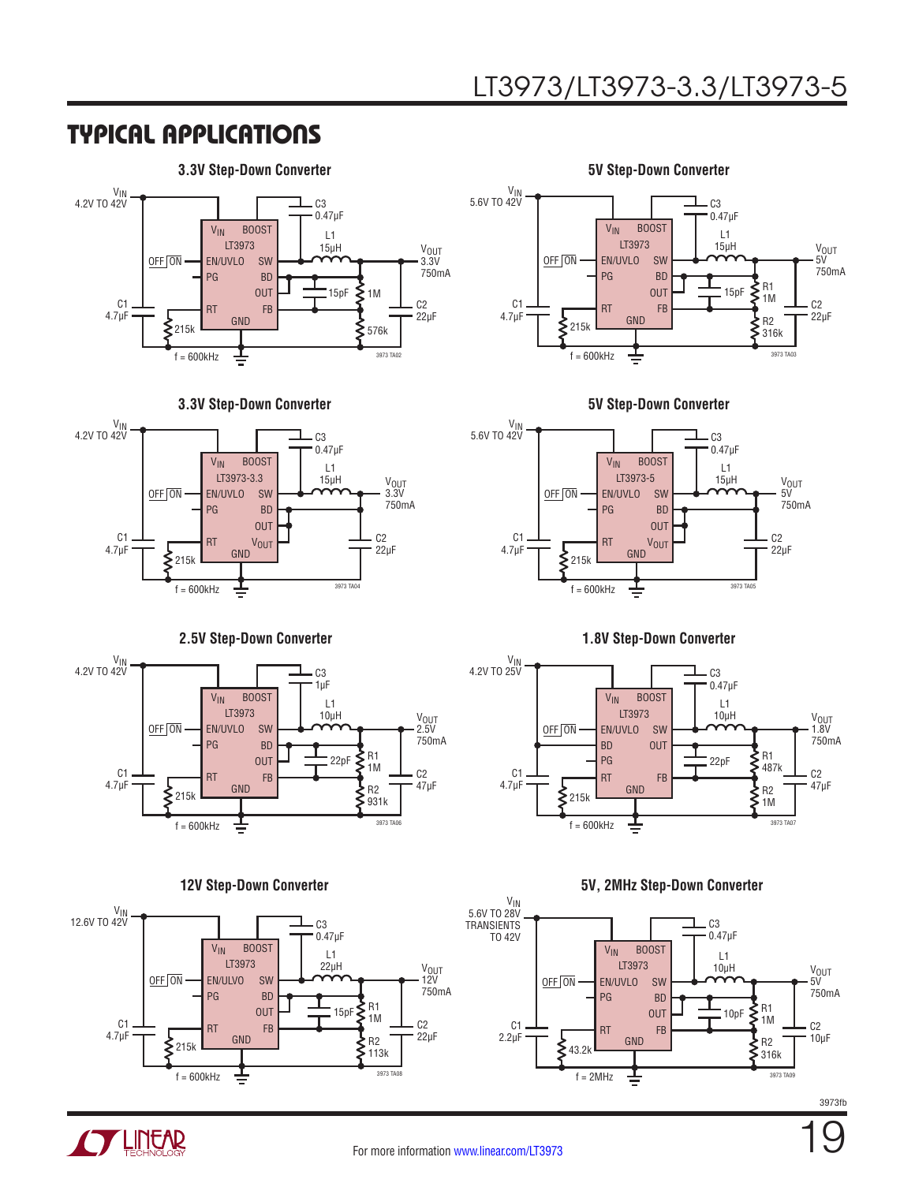## TYPICAL APPLICATIONS

**3.3V Step-Down Converter**

$V_{IN}$ 4.2V TO 42V

OFF ON — EN/UVLO

LT3973: $V_{IN}$, BOOST, EN/UVLO, SW, PG, BD, OUT, RT, FB, GND

C3 0.47µF, L1 15µH, 15pF, 1M, 576k, C1 4.7µF, C2 22µF, 215k

$V_{OUT}$ 3.3V 750mA

f = 600kHz

3973 TA02

**5V Step-Down Converter**

$V_{IN}$ 5.6V TO 42V

OFF ON — EN/UVLO

LT3973: $V_{IN}$, BOOST, EN/UVLO, SW, PG, BD, OUT, RT, FB, GND

C3 0.47µF, L1 15µH, 15pF, R1 1M, R2 316k, C1 4.7µF, C2 22µF, 215k

$V_{OUT}$ 5V 750mA

f = 600kHz

3973 TA03

**3.3V Step-Down Converter**

$V_{IN}$ 4.2V TO 42V

OFF ON — EN/UVLO

LT3973-3.3: $V_{IN}$, BOOST, EN/UVLO, SW, PG, BD, OUT, RT, $V_{OUT}$, GND

C3 0.47µF, L1 15µH, C1 4.7µF, C2 22µF, 215k

$V_{OUT}$ 3.3V 750mA

f = 600kHz

3973 TA04

**5V Step-Down Converter**

$V_{IN}$ 5.6V TO 42V

OFF ON — EN/UVLO

LT3973-5: $V_{IN}$, BOOST, EN/UVLO, SW, PG, BD, OUT, RT, $V_{OUT}$, GND

C3 0.47µF, L1 15µH, C1 4.7µF, C2 22µF, 215k

$V_{OUT}$ 5V 750mA

f = 600kHz

3973 TA05

**2.5V Step-Down Converter**

$V_{IN}$ 4.2V TO 42V

OFF ON — EN/UVLO

LT3973: $V_{IN}$, BOOST, EN/UVLO, SW, PG, BD, OUT, RT, FB, GND

C3 1µF, L1 10µH, 22pF, R1 1M, R2 931k, C1 4.7µF, C2 47µF, 215k

$V_{OUT}$ 2.5V 750mA

f = 600kHz

3973 TA06

**1.8V Step-Down Converter**

$V_{IN}$ 4.2V TO 25V

OFF ON — EN/UVLO

LT3973: $V_{IN}$, BOOST, EN/UVLO, SW, BD, OUT, PG, RT, FB, GND

C3 0.47µF, L1 10µH, 22pF, R1 487k, R2 1M, C1 4.7µF, C2 47µF, 215k

$V_{OUT}$ 1.8V 750mA

f = 600kHz

3973 TA07

**12V Step-Down Converter**

$V_{IN}$ 12.6V TO 42V

OFF ON — EN/ULVO

LT3973: $V_{IN}$, BOOST, EN/ULVO, SW, PG, BD, OUT, RT, FB, GND

C3 0.47µF, L1 22µH, 15pF, R1 1M, R2 113k, C1 4.7µF, C2 22µF, 215k

$V_{OUT}$ 12V 750mA

f = 600kHz

3973 TA08

**5V, 2MHz Step-Down Converter**

$V_{IN}$ 5.6V TO 28V TRANSIENTS TO 42V

OFF ON — EN/UVLO

LT3973: $V_{IN}$, BOOST, EN/UVLO, SW, PG, BD, OUT, RT, FB, GND

C3 0.47µF, L1 10µH, 10pF, R1 1M, R2 316k, C1 2.2µF, C2 10µF, 43.2k

$V_{OUT}$ 5V 750mA

f = 2MHz

3973 TA09

3973fb

For more information www.linear.com/LT3973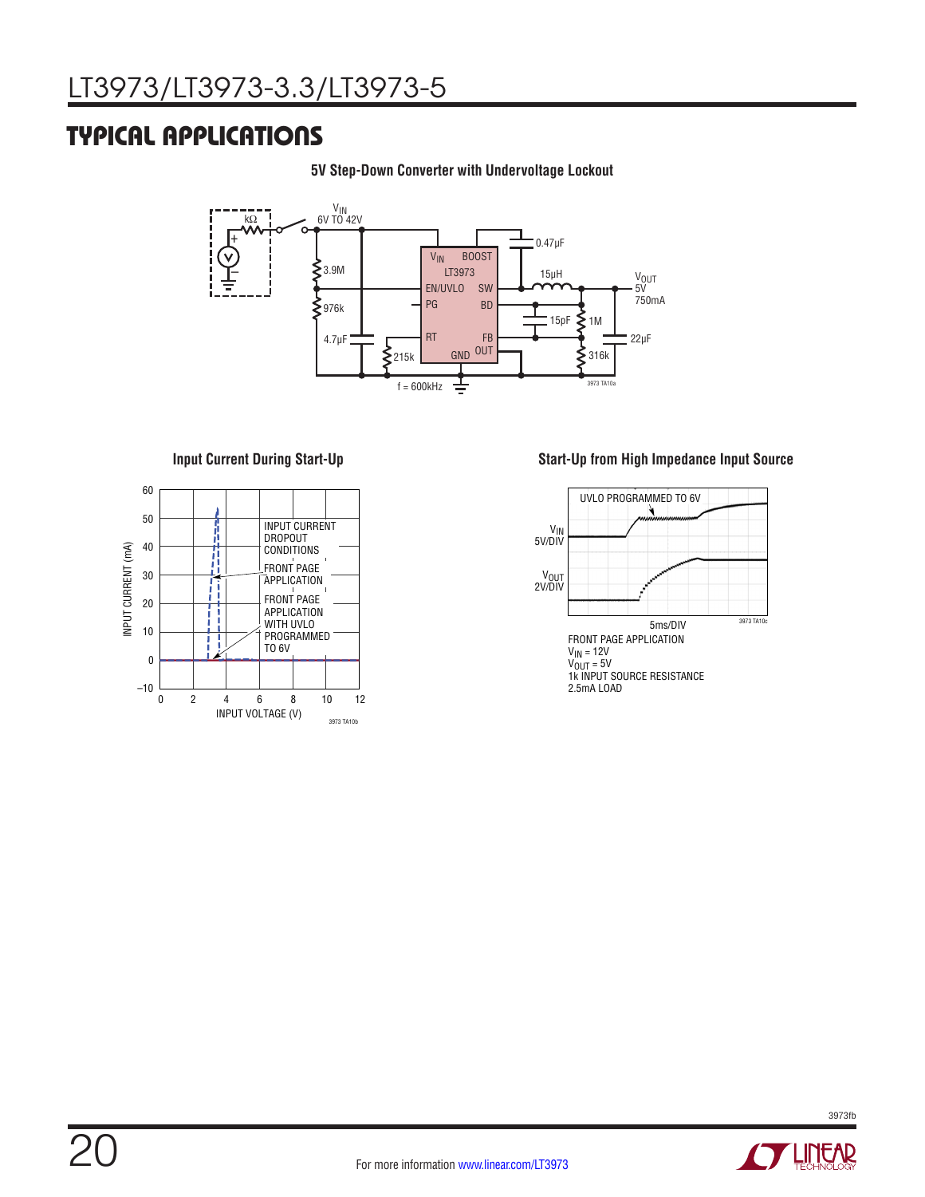## TYPICAL APPLICATIONS

**5V Step-Down Converter with Undervoltage Lockout**

$V_{IN}$ 6V TO 42V

kΩ

3.9M

976k

4.7µF

215k

$V_{IN}$ BOOST

LT3973

EN/UVLO SW

PG BD

RT FB

GND OUT

0.47µF

15µH

15pF

1M

316k

22µF

$V_{OUT}$ 5V 750mA

f = 600kHz

3973 TA10a

**Input Current During Start-Up**

INPUT CURRENT (mA)

INPUT VOLTAGE (V)

INPUT CURRENT DROPOUT CONDITIONS

FRONT PAGE APPLICATION

FRONT PAGE APPLICATION WITH UVLO PROGRAMMED TO 6V

3973 TA10b

**Start-Up from High Impedance Input Source**

UVLO PROGRAMMED TO 6V

$V_{IN}$ 5V/DIV

$V_{OUT}$ 2V/DIV

5ms/DIV

3973 TA10c

FRONT PAGE APPLICATION
$V_{IN}$ = 12V
$V_{OUT}$ = 5V
1k INPUT SOURCE RESISTANCE
2.5mA LOAD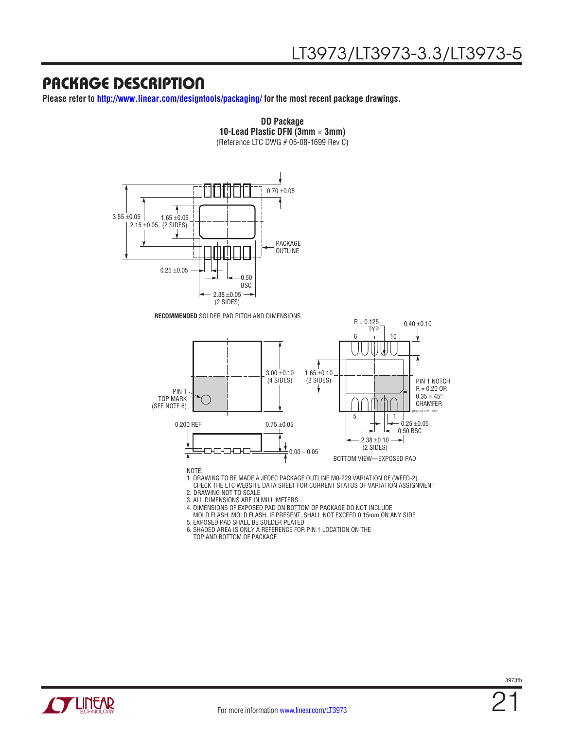# PACKAGE DESCRIPTION

**Please refer to http://www.linear.com/designtools/packaging/ for the most recent package drawings.**

**DD Package**
**10-Lead Plastic DFN (3mm × 3mm)**
(Reference LTC DWG # 05-08-1699 Rev C)

3.55 ±0.05
2.15 ±0.05
1.65 ±0.05 (2 SIDES)
0.70 ±0.05
PACKAGE OUTLINE
0.25 ±0.05
0.50 BSC
2.38 ±0.05 (2 SIDES)

**RECOMMENDED** SOLDER PAD PITCH AND DIMENSIONS

PIN 1 TOP MARK (SEE NOTE 6)
3.00 ±0.10 (4 SIDES)
0.200 REF
0.75 ±0.05
0.00 – 0.05

R = 0.125 TYP
6
10
0.40 ±0.10
1.65 ±0.10 (2 SIDES)
PIN 1 NOTCH R = 0.20 OR 0.35 × 45° CHAMFER
(DD) DFN REV C 0310
5
1
0.25 ±0.05
0.50 BSC
2.38 ±0.10 (2 SIDES)
BOTTOM VIEW—EXPOSED PAD

NOTE:
1. DRAWING TO BE MADE A JEDEC PACKAGE OUTLINE M0-229 VARIATION OF (WEED-2). CHECK THE LTC WEBSITE DATA SHEET FOR CURRENT STATUS OF VARIATION ASSIGNMENT
2. DRAWING NOT TO SCALE
3. ALL DIMENSIONS ARE IN MILLIMETERS
4. DIMENSIONS OF EXPOSED PAD ON BOTTOM OF PACKAGE DO NOT INCLUDE MOLD FLASH. MOLD FLASH, IF PRESENT, SHALL NOT EXCEED 0.15mm ON ANY SIDE
5. EXPOSED PAD SHALL BE SOLDER PLATED
6. SHADED AREA IS ONLY A REFERENCE FOR PIN 1 LOCATION ON THE TOP AND BOTTOM OF PACKAGE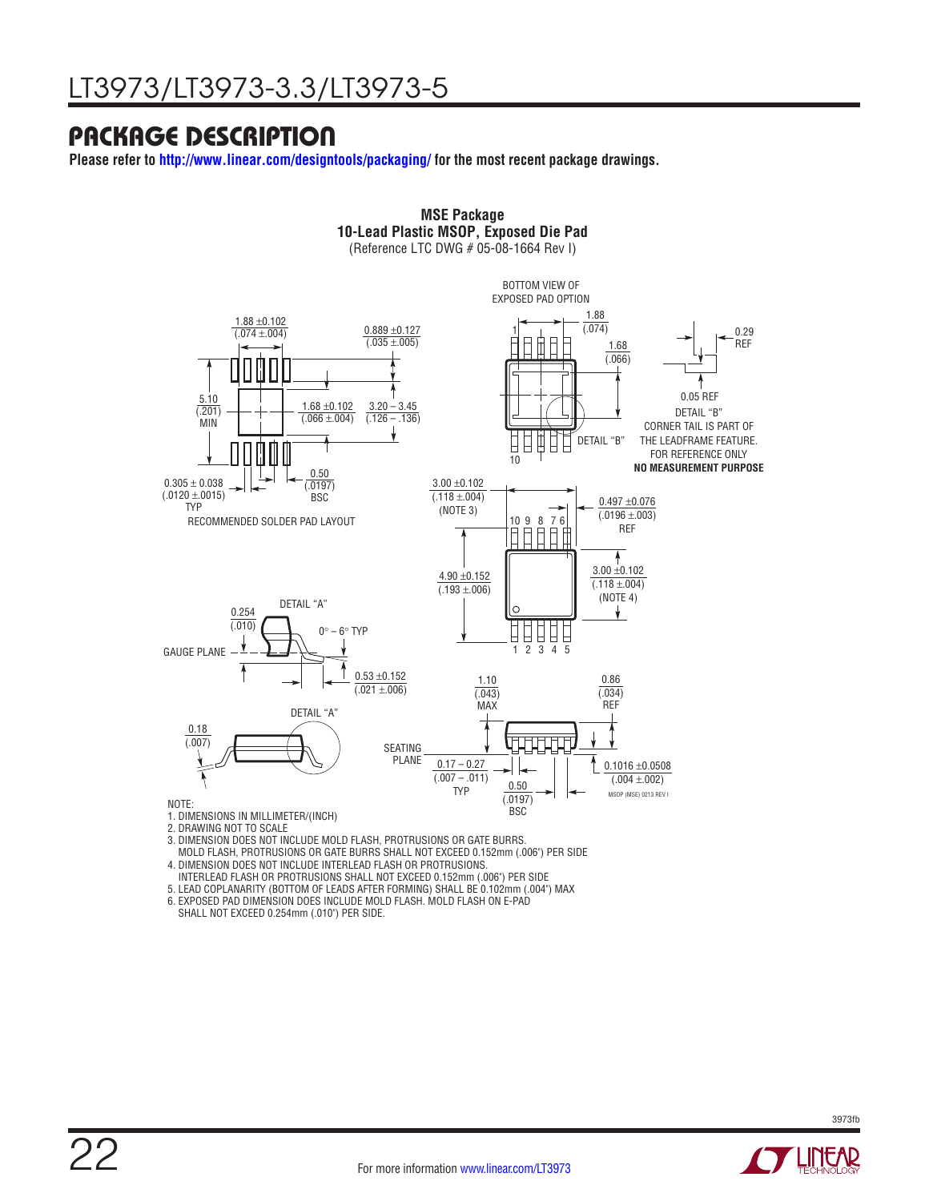## PACKAGE DESCRIPTION

**Please refer to http://www.linear.com/designtools/packaging/ for the most recent package drawings.**

**MSE Package**
**10-Lead Plastic MSOP, Exposed Die Pad**
(Reference LTC DWG # 05-08-1664 Rev I)

RECOMMENDED SOLDER PAD LAYOUT

1.88 ±0.102 (.074 ±.004)
0.889 ±0.127 (.035 ±.005)
5.10 (.201) MIN
1.68 ±0.102 (.066 ±.004)
3.20 – 3.45 (.126 – .136)
0.305 ± 0.038 (.0120 ±.0015) TYP
0.50 (.0197) BSC

BOTTOM VIEW OF EXPOSED PAD OPTION

1.88 (.074)
1.68 (.066)
DETAIL "B"

0.29 REF
0.05 REF
DETAIL "B"
CORNER TAIL IS PART OF THE LEADFRAME FEATURE. FOR REFERENCE ONLY
**NO MEASUREMENT PURPOSE**

3.00 ±0.102 (.118 ±.004) (NOTE 3)
0.497 ±0.076 (.0196 ±.003) REF
4.90 ±0.152 (.193 ±.006)
3.00 ±0.102 (.118 ±.004) (NOTE 4)

DETAIL "A"
0.254 (.010)
0° – 6° TYP
GAUGE PLANE
0.53 ±0.152 (.021 ±.006)

DETAIL "A"
0.18 (.007)
SEATING PLANE
1.10 (.043) MAX
0.86 (.034) REF
0.17 – 0.27 (.007 – .011) TYP
0.50 (.0197) BSC
0.1016 ±0.0508 (.004 ±.002)

MSOP (MSE) 0213 REV I

NOTE:
1. DIMENSIONS IN MILLIMETER/(INCH)
2. DRAWING NOT TO SCALE
3. DIMENSION DOES NOT INCLUDE MOLD FLASH, PROTRUSIONS OR GATE BURRS. MOLD FLASH, PROTRUSIONS OR GATE BURRS SHALL NOT EXCEED 0.152mm (.006") PER SIDE
4. DIMENSION DOES NOT INCLUDE INTERLEAD FLASH OR PROTRUSIONS. INTERLEAD FLASH OR PROTRUSIONS SHALL NOT EXCEED 0.152mm (.006") PER SIDE
5. LEAD COPLANARITY (BOTTOM OF LEADS AFTER FORMING) SHALL BE 0.102mm (.004") MAX
6. EXPOSED PAD DIMENSION DOES INCLUDE MOLD FLASH. MOLD FLASH ON E-PAD SHALL NOT EXCEED 0.254mm (.010") PER SIDE.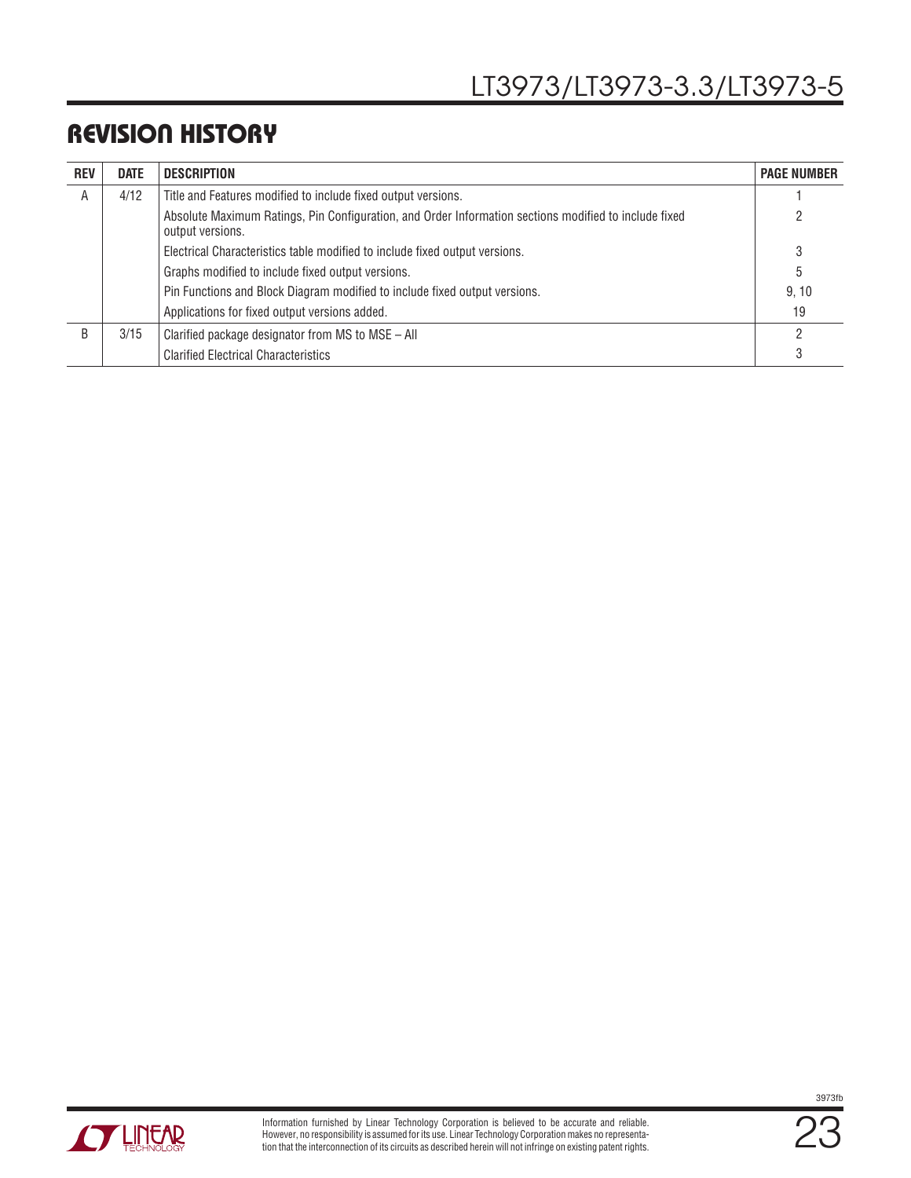## REVISION HISTORY

| REV | DATE | DESCRIPTION | PAGE NUMBER |
|---|---|---|---|
| A | 4/12 | Title and Features modified to include fixed output versions. | 1 |
| | | Absolute Maximum Ratings, Pin Configuration, and Order Information sections modified to include fixed output versions. | 2 |
| | | Electrical Characteristics table modified to include fixed output versions. | 3 |
| | | Graphs modified to include fixed output versions. | 5 |
| | | Pin Functions and Block Diagram modified to include fixed output versions. | 9, 10 |
| | | Applications for fixed output versions added. | 19 |
| B | 3/15 | Clarified package designator from MS to MSE – All | 2 |
| | | Clarified Electrical Characteristics | 3 |

Information furnished by Linear Technology Corporation is believed to be accurate and reliable. However, no responsibility is assumed for its use. Linear Technology Corporation makes no representation that the interconnection of its circuits as described herein will not infringe on existing patent rights.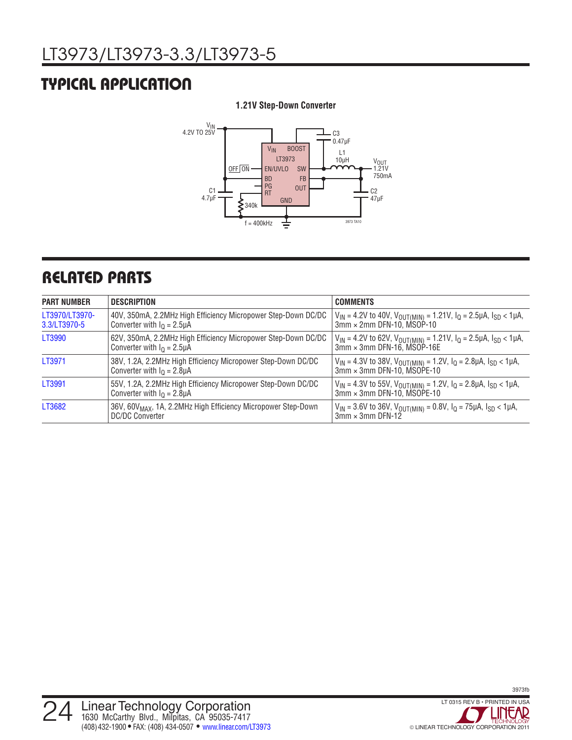## TYPICAL APPLICATION

**1.21V Step-Down Converter**

$V_{IN}$ 4.2V TO 25V

C3 0.47µF

L1 10µH

$V_{OUT}$ 1.21V 750mA

OFF ON

C1 4.7µF

340k

f = 400kHz

C2 47µF

LT3973: $V_{IN}$, BOOST, EN/UVLO, SW, BD, FB, PG, OUT, RT, GND

3973 TA10

## RELATED PARTS

| PART NUMBER | DESCRIPTION | COMMENTS |
|---|---|---|
| LT3970/LT3970-3.3/LT3970-5 | 40V, 350mA, 2.2MHz High Efficiency Micropower Step-Down DC/DC Converter with $I_Q$ = 2.5µA | $V_{IN}$ = 4.2V to 40V, $V_{OUT(MIN)}$ = 1.21V, $I_Q$ = 2.5µA, $I_{SD}$ < 1µA, 3mm × 2mm DFN-10, MSOP-10 |
| LT3990 | 62V, 350mA, 2.2MHz High Efficiency Micropower Step-Down DC/DC Converter with $I_Q$ = 2.5µA | $V_{IN}$ = 4.2V to 62V, $V_{OUT(MIN)}$ = 1.21V, $I_Q$ = 2.5µA, $I_{SD}$ < 1µA, 3mm × 3mm DFN-16, MSOP-16E |
| LT3971 | 38V, 1.2A, 2.2MHz High Efficiency Micropower Step-Down DC/DC Converter with $I_Q$ = 2.8µA | $V_{IN}$ = 4.3V to 38V, $V_{OUT(MIN)}$ = 1.2V, $I_Q$ = 2.8µA, $I_{SD}$ < 1µA, 3mm × 3mm DFN-10, MSOPE-10 |
| LT3991 | 55V, 1.2A, 2.2MHz High Efficiency Micropower Step-Down DC/DC Converter with $I_Q$ = 2.8µA | $V_{IN}$ = 4.3V to 55V, $V_{OUT(MIN)}$ = 1.2V, $I_Q$ = 2.8µA, $I_{SD}$ < 1µA, 3mm × 3mm DFN-10, MSOPE-10 |
| LT3682 | 36V, $60V_{MAX}$, 1A, 2.2MHz High Efficiency Micropower Step-Down DC/DC Converter | $V_{IN}$ = 3.6V to 36V, $V_{OUT(MIN)}$ = 0.8V, $I_Q$ = 75µA, $I_{SD}$ < 1µA, 3mm × 3mm DFN-12 |

Linear Technology Corporation
1630 McCarthy Blvd., Milpitas, CA 95035-7417
(408) 432-1900 ● FAX: (408) 434-0507 ● www.linear.com/LT3973

LT 0315 REV B • PRINTED IN USA
© LINEAR TECHNOLOGY CORPORATION 2011